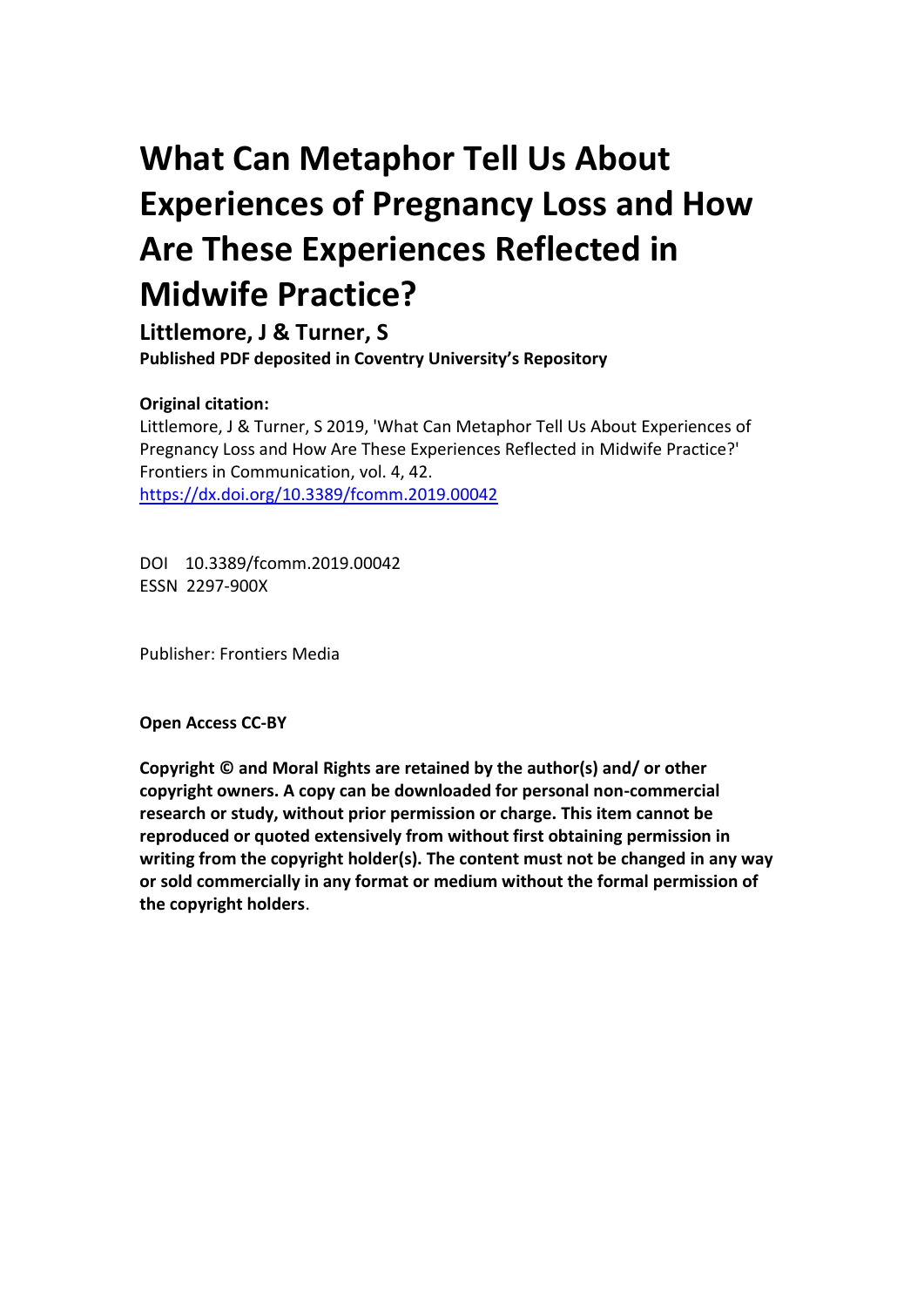# What Can Metaphor Tell Us About Experiences of Pregnancy Loss and How Are These Experiences Reflected in Midwife Practice?

## Littlemore, J & Turner, S

**Published PDF deposited in Coventry University's Repository**

**Original citation:**

Littlemore, J & Turner, S 2019, 'What Can Metaphor Tell Us About Experiences of Pregnancy Loss and How Are These Experiences Reflected in Midwife Practice?' Frontiers in Communication, vol. 4, 42.
https://dx.doi.org/10.3389/fcomm.2019.00042

DOI 10.3389/fcomm.2019.00042
ESSN 2297-900X

Publisher: Frontiers Media

**Open Access CC-BY**

**Copyright © and Moral Rights are retained by the author(s) and/ or other copyright owners. A copy can be downloaded for personal non-commercial research or study, without prior permission or charge. This item cannot be reproduced or quoted extensively from without first obtaining permission in writing from the copyright holder(s). The content must not be changed in any way or sold commercially in any format or medium without the formal permission of the copyright holders**.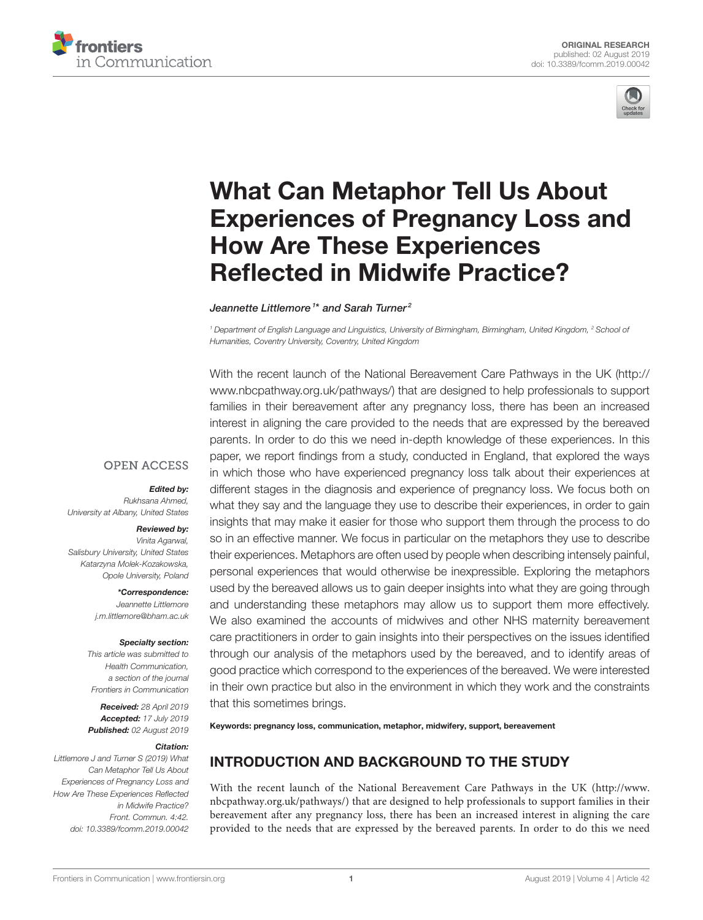# What Can Metaphor Tell Us About Experiences of Pregnancy Loss and How Are These Experiences Reflected in Midwife Practice?

*Jeannette Littlemore[1]\* and Sarah Turner[2]*

[1] Department of English Language and Linguistics, University of Birmingham, Birmingham, United Kingdom, [2] School of Humanities, Coventry University, Coventry, United Kingdom

With the recent launch of the National Bereavement Care Pathways in the UK (http://www.nbcpathway.org.uk/pathways/) that are designed to help professionals to support families in their bereavement after any pregnancy loss, there has been an increased interest in aligning the care provided to the needs that are expressed by the bereaved parents. In order to do this we need in-depth knowledge of these experiences. In this paper, we report findings from a study, conducted in England, that explored the ways in which those who have experienced pregnancy loss talk about their experiences at different stages in the diagnosis and experience of pregnancy loss. We focus both on what they say and the language they use to describe their experiences, in order to gain insights that may make it easier for those who support them through the process to do so in an effective manner. We focus in particular on the metaphors they use to describe their experiences. Metaphors are often used by people when describing intensely painful, personal experiences that would otherwise be inexpressible. Exploring the metaphors used by the bereaved allows us to gain deeper insights into what they are going through and understanding these metaphors may allow us to support them more effectively. We also examined the accounts of midwives and other NHS maternity bereavement care practitioners in order to gain insights into their perspectives on the issues identified through our analysis of the metaphors used by the bereaved, and to identify areas of good practice which correspond to the experiences of the bereaved. We were interested in their own practice but also in the environment in which they work and the constraints that this sometimes brings.

**Keywords: pregnancy loss, communication, metaphor, midwifery, support, bereavement**

OPEN ACCESS

***Edited by:***
*Rukhsana Ahmed,*
*University at Albany, United States*

***Reviewed by:***
*Vinita Agarwal,*
*Salisbury University, United States*
*Katarzyna Molek-Kozakowska,*
*Opole University, Poland*

***\*Correspondence:***
*Jeannette Littlemore*
*j.m.littlemore@bham.ac.uk*

***Specialty section:***
*This article was submitted to Health Communication, a section of the journal Frontiers in Communication*

***Received:*** *28 April 2019*
***Accepted:*** *17 July 2019*
***Published:*** *02 August 2019*

***Citation:***
*Littlemore J and Turner S (2019) What Can Metaphor Tell Us About Experiences of Pregnancy Loss and How Are These Experiences Reflected in Midwife Practice? Front. Commun. 4:42. doi: 10.3389/fcomm.2019.00042*

## INTRODUCTION AND BACKGROUND TO THE STUDY

With the recent launch of the National Bereavement Care Pathways in the UK (http://www.nbcpathway.org.uk/pathways/) that are designed to help professionals to support families in their bereavement after any pregnancy loss, there has been an increased interest in aligning the care provided to the needs that are expressed by the bereaved parents. In order to do this we need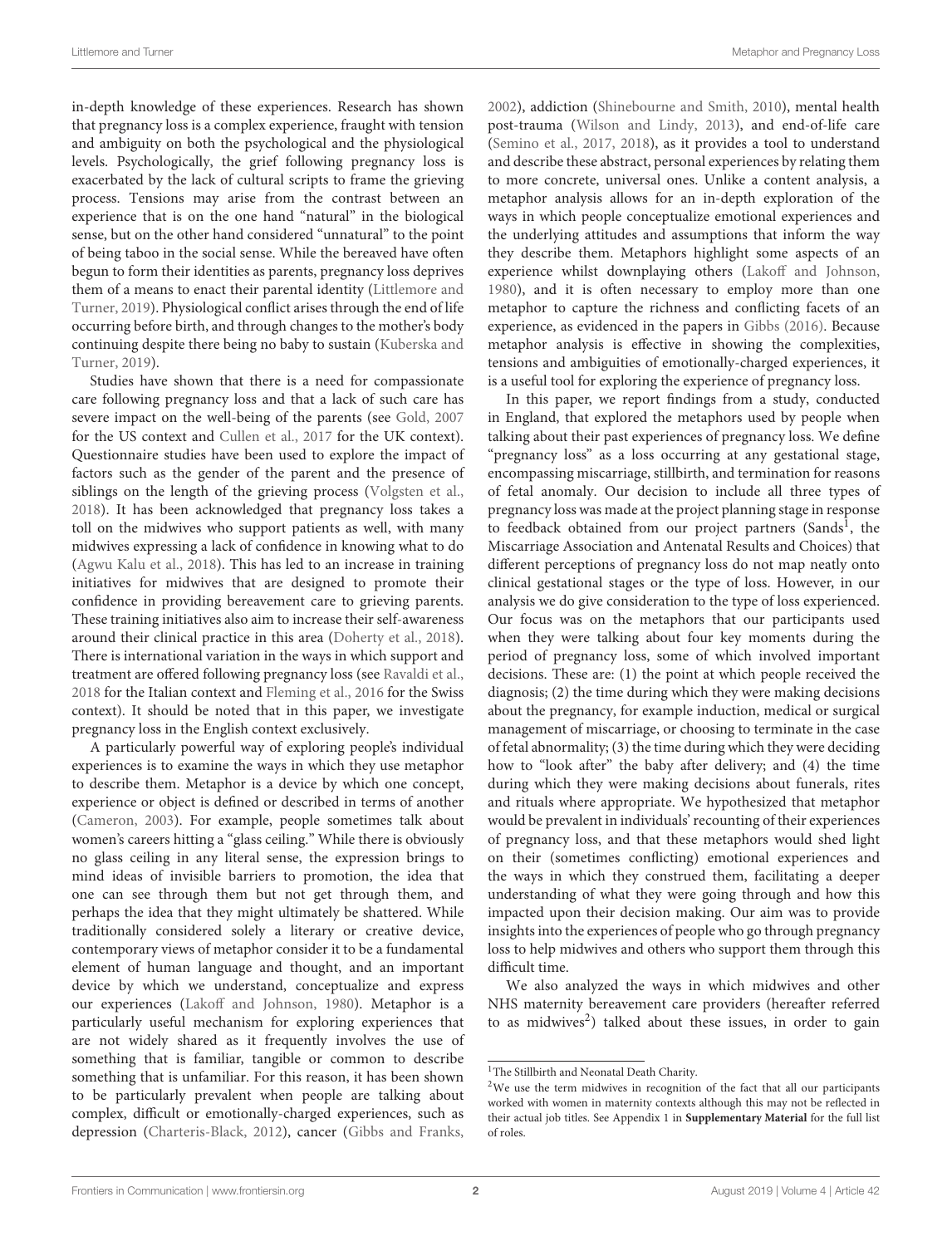in-depth knowledge of these experiences. Research has shown that pregnancy loss is a complex experience, fraught with tension and ambiguity on both the psychological and the physiological levels. Psychologically, the grief following pregnancy loss is exacerbated by the lack of cultural scripts to frame the grieving process. Tensions may arise from the contrast between an experience that is on the one hand "natural" in the biological sense, but on the other hand considered "unnatural" to the point of being taboo in the social sense. While the bereaved have often begun to form their identities as parents, pregnancy loss deprives them of a means to enact their parental identity (Littlemore and Turner, 2019). Physiological conflict arises through the end of life occurring before birth, and through changes to the mother's body continuing despite there being no baby to sustain (Kuberska and Turner, 2019).

Studies have shown that there is a need for compassionate care following pregnancy loss and that a lack of such care has severe impact on the well-being of the parents (see Gold, 2007 for the US context and Cullen et al., 2017 for the UK context). Questionnaire studies have been used to explore the impact of factors such as the gender of the parent and the presence of siblings on the length of the grieving process (Volgsten et al., 2018). It has been acknowledged that pregnancy loss takes a toll on the midwives who support patients as well, with many midwives expressing a lack of confidence in knowing what to do (Agwu Kalu et al., 2018). This has led to an increase in training initiatives for midwives that are designed to promote their confidence in providing bereavement care to grieving parents. These training initiatives also aim to increase their self-awareness around their clinical practice in this area (Doherty et al., 2018). There is international variation in the ways in which support and treatment are offered following pregnancy loss (see Ravaldi et al., 2018 for the Italian context and Fleming et al., 2016 for the Swiss context). It should be noted that in this paper, we investigate pregnancy loss in the English context exclusively.

A particularly powerful way of exploring people's individual experiences is to examine the ways in which they use metaphor to describe them. Metaphor is a device by which one concept, experience or object is defined or described in terms of another (Cameron, 2003). For example, people sometimes talk about women's careers hitting a "glass ceiling." While there is obviously no glass ceiling in any literal sense, the expression brings to mind ideas of invisible barriers to promotion, the idea that one can see through them but not get through them, and perhaps the idea that they might ultimately be shattered. While traditionally considered solely a literary or creative device, contemporary views of metaphor consider it to be a fundamental element of human language and thought, and an important device by which we understand, conceptualize and express our experiences (Lakoff and Johnson, 1980). Metaphor is a particularly useful mechanism for exploring experiences that are not widely shared as it frequently involves the use of something that is familiar, tangible or common to describe something that is unfamiliar. For this reason, it has been shown to be particularly prevalent when people are talking about complex, difficult or emotionally-charged experiences, such as depression (Charteris-Black, 2012), cancer (Gibbs and Franks, 2002), addiction (Shinebourne and Smith, 2010), mental health post-trauma (Wilson and Lindy, 2013), and end-of-life care (Semino et al., 2017, 2018), as it provides a tool to understand and describe these abstract, personal experiences by relating them to more concrete, universal ones. Unlike a content analysis, a metaphor analysis allows for an in-depth exploration of the ways in which people conceptualize emotional experiences and the underlying attitudes and assumptions that inform the way they describe them. Metaphors highlight some aspects of an experience whilst downplaying others (Lakoff and Johnson, 1980), and it is often necessary to employ more than one metaphor to capture the richness and conflicting facets of an experience, as evidenced in the papers in Gibbs (2016). Because metaphor analysis is effective in showing the complexities, tensions and ambiguities of emotionally-charged experiences, it is a useful tool for exploring the experience of pregnancy loss.

In this paper, we report findings from a study, conducted in England, that explored the metaphors used by people when talking about their past experiences of pregnancy loss. We define "pregnancy loss" as a loss occurring at any gestational stage, encompassing miscarriage, stillbirth, and termination for reasons of fetal anomaly. Our decision to include all three types of pregnancy loss was made at the project planning stage in response to feedback obtained from our project partners (Sands[1], the Miscarriage Association and Antenatal Results and Choices) that different perceptions of pregnancy loss do not map neatly onto clinical gestational stages or the type of loss. However, in our analysis we do give consideration to the type of loss experienced. Our focus was on the metaphors that our participants used when they were talking about four key moments during the period of pregnancy loss, some of which involved important decisions. These are: (1) the point at which people received the diagnosis; (2) the time during which they were making decisions about the pregnancy, for example induction, medical or surgical management of miscarriage, or choosing to terminate in the case of fetal abnormality; (3) the time during which they were deciding how to "look after" the baby after delivery; and (4) the time during which they were making decisions about funerals, rites and rituals where appropriate. We hypothesized that metaphor would be prevalent in individuals' recounting of their experiences of pregnancy loss, and that these metaphors would shed light on their (sometimes conflicting) emotional experiences and the ways in which they construed them, facilitating a deeper understanding of what they were going through and how this impacted upon their decision making. Our aim was to provide insights into the experiences of people who go through pregnancy loss to help midwives and others who support them through this difficult time.

We also analyzed the ways in which midwives and other NHS maternity bereavement care providers (hereafter referred to as midwives[2]) talked about these issues, in order to gain

[1]The Stillbirth and Neonatal Death Charity.

[2]We use the term midwives in recognition of the fact that all our participants worked with women in maternity contexts although this may not be reflected in their actual job titles. See Appendix 1 in **Supplementary Material** for the full list of roles.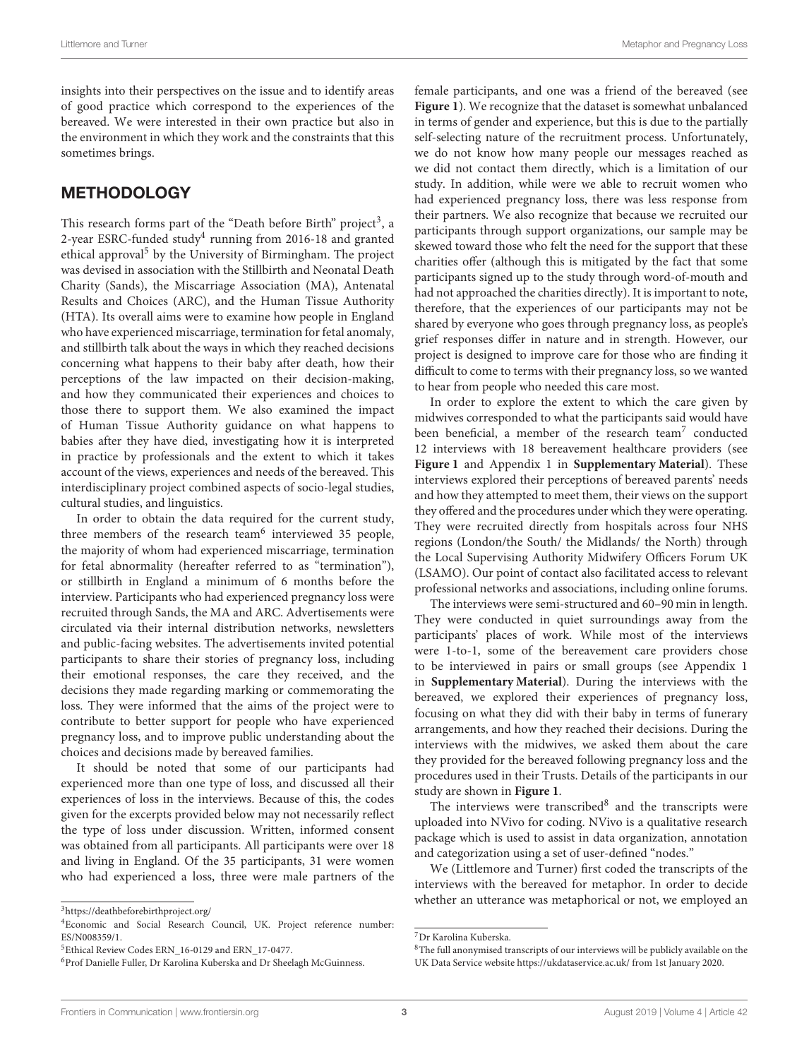insights into their perspectives on the issue and to identify areas of good practice which correspond to the experiences of the bereaved. We were interested in their own practice but also in the environment in which they work and the constraints that this sometimes brings.

## METHODOLOGY

This research forms part of the "Death before Birth" project[3], a 2-year ESRC-funded study[4] running from 2016-18 and granted ethical approval[5] by the University of Birmingham. The project was devised in association with the Stillbirth and Neonatal Death Charity (Sands), the Miscarriage Association (MA), Antenatal Results and Choices (ARC), and the Human Tissue Authority (HTA). Its overall aims were to examine how people in England who have experienced miscarriage, termination for fetal anomaly, and stillbirth talk about the ways in which they reached decisions concerning what happens to their baby after death, how their perceptions of the law impacted on their decision-making, and how they communicated their experiences and choices to those there to support them. We also examined the impact of Human Tissue Authority guidance on what happens to babies after they have died, investigating how it is interpreted in practice by professionals and the extent to which it takes account of the views, experiences and needs of the bereaved. This interdisciplinary project combined aspects of socio-legal studies, cultural studies, and linguistics.

In order to obtain the data required for the current study, three members of the research team[6] interviewed 35 people, the majority of whom had experienced miscarriage, termination for fetal abnormality (hereafter referred to as "termination"), or stillbirth in England a minimum of 6 months before the interview. Participants who had experienced pregnancy loss were recruited through Sands, the MA and ARC. Advertisements were circulated via their internal distribution networks, newsletters and public-facing websites. The advertisements invited potential participants to share their stories of pregnancy loss, including their emotional responses, the care they received, and the decisions they made regarding marking or commemorating the loss. They were informed that the aims of the project were to contribute to better support for people who have experienced pregnancy loss, and to improve public understanding about the choices and decisions made by bereaved families.

It should be noted that some of our participants had experienced more than one type of loss, and discussed all their experiences of loss in the interviews. Because of this, the codes given for the excerpts provided below may not necessarily reflect the type of loss under discussion. Written, informed consent was obtained from all participants. All participants were over 18 and living in England. Of the 35 participants, 31 were women who had experienced a loss, three were male partners of the female participants, and one was a friend of the bereaved (see **Figure 1**). We recognize that the dataset is somewhat unbalanced in terms of gender and experience, but this is due to the partially self-selecting nature of the recruitment process. Unfortunately, we do not know how many people our messages reached as we did not contact them directly, which is a limitation of our study. In addition, while were we able to recruit women who had experienced pregnancy loss, there was less response from their partners. We also recognize that because we recruited our participants through support organizations, our sample may be skewed toward those who felt the need for the support that these charities offer (although this is mitigated by the fact that some participants signed up to the study through word-of-mouth and had not approached the charities directly). It is important to note, therefore, that the experiences of our participants may not be shared by everyone who goes through pregnancy loss, as people's grief responses differ in nature and in strength. However, our project is designed to improve care for those who are finding it difficult to come to terms with their pregnancy loss, so we wanted to hear from people who needed this care most.

In order to explore the extent to which the care given by midwives corresponded to what the participants said would have been beneficial, a member of the research team[7] conducted 12 interviews with 18 bereavement healthcare providers (see **Figure 1** and Appendix 1 in **Supplementary Material**). These interviews explored their perceptions of bereaved parents' needs and how they attempted to meet them, their views on the support they offered and the procedures under which they were operating. They were recruited directly from hospitals across four NHS regions (London/the South/ the Midlands/ the North) through the Local Supervising Authority Midwifery Officers Forum UK (LSAMO). Our point of contact also facilitated access to relevant professional networks and associations, including online forums.

The interviews were semi-structured and 60–90 min in length. They were conducted in quiet surroundings away from the participants' places of work. While most of the interviews were 1-to-1, some of the bereavement care providers chose to be interviewed in pairs or small groups (see Appendix 1 in **Supplementary Material**). During the interviews with the bereaved, we explored their experiences of pregnancy loss, focusing on what they did with their baby in terms of funerary arrangements, and how they reached their decisions. During the interviews with the midwives, we asked them about the care they provided for the bereaved following pregnancy loss and the procedures used in their Trusts. Details of the participants in our study are shown in **Figure 1**.

The interviews were transcribed[8] and the transcripts were uploaded into NVivo for coding. NVivo is a qualitative research package which is used to assist in data organization, annotation and categorization using a set of user-defined "nodes."

We (Littlemore and Turner) first coded the transcripts of the interviews with the bereaved for metaphor. In order to decide whether an utterance was metaphorical or not, we employed an

---

[3] https://deathbeforebirthproject.org/

[4] Economic and Social Research Council, UK. Project reference number: ES/N008359/1.

[5] Ethical Review Codes ERN_16-0129 and ERN_17-0477.

[6] Prof Danielle Fuller, Dr Karolina Kuberska and Dr Sheelagh McGuinness.

[7] Dr Karolina Kuberska.

[8] The full anonymised transcripts of our interviews will be publicly available on the UK Data Service website https://ukdataservice.ac.uk/ from 1st January 2020.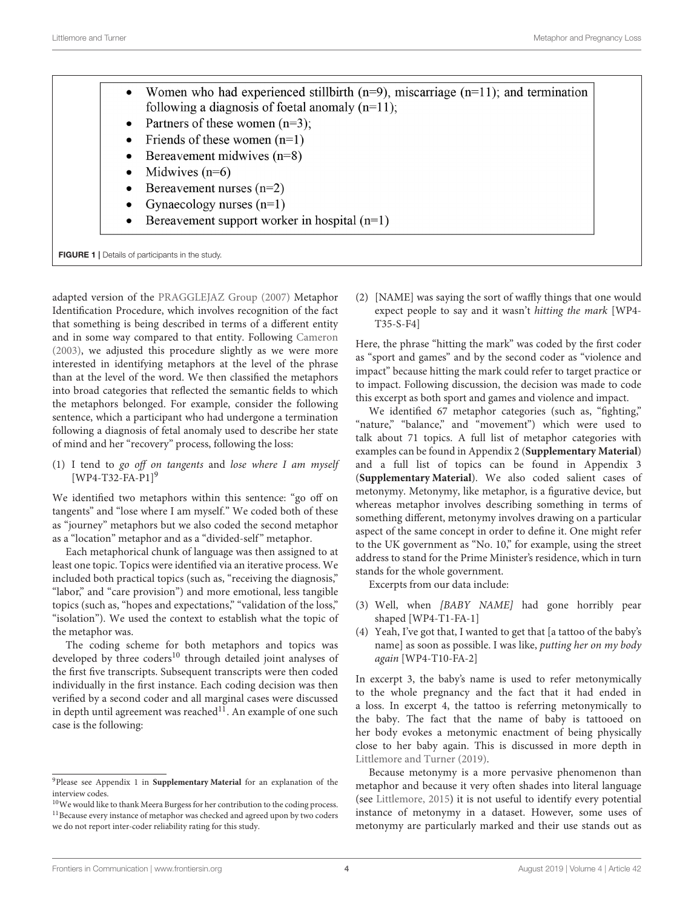- Women who had experienced stillbirth (n=9), miscarriage (n=11); and termination following a diagnosis of foetal anomaly (n=11);
- Partners of these women (n=3);
- Friends of these women (n=1)
- Bereavement midwives (n=8)
- Midwives (n=6)
- Bereavement nurses (n=2)
- Gynaecology nurses (n=1)
- Bereavement support worker in hospital (n=1)

**FIGURE 1** | Details of participants in the study.

adapted version of the PRAGGLEJAZ Group (2007) Metaphor Identification Procedure, which involves recognition of the fact that something is being described in terms of a different entity and in some way compared to that entity. Following Cameron (2003), we adjusted this procedure slightly as we were more interested in identifying metaphors at the level of the phrase than at the level of the word. We then classified the metaphors into broad categories that reflected the semantic fields to which the metaphors belonged. For example, consider the following sentence, which a participant who had undergone a termination following a diagnosis of fetal anomaly used to describe her state of mind and her "recovery" process, following the loss:

(1) I tend to *go off on tangents* and *lose where I am myself* [WP4-T32-FA-P1][9]

We identified two metaphors within this sentence: "go off on tangents" and "lose where I am myself." We coded both of these as "journey" metaphors but we also coded the second metaphor as a "location" metaphor and as a "divided-self" metaphor.

Each metaphorical chunk of language was then assigned to at least one topic. Topics were identified via an iterative process. We included both practical topics (such as, "receiving the diagnosis," "labor," and "care provision") and more emotional, less tangible topics (such as, "hopes and expectations," "validation of the loss," "isolation"). We used the context to establish what the topic of the metaphor was.

The coding scheme for both metaphors and topics was developed by three coders[10] through detailed joint analyses of the first five transcripts. Subsequent transcripts were then coded individually in the first instance. Each coding decision was then verified by a second coder and all marginal cases were discussed in depth until agreement was reached[11]. An example of one such case is the following:

(2) [NAME] was saying the sort of waffly things that one would expect people to say and it wasn't *hitting the mark* [WP4-T35-S-F4]

Here, the phrase "hitting the mark" was coded by the first coder as "sport and games" and by the second coder as "violence and impact" because hitting the mark could refer to target practice or to impact. Following discussion, the decision was made to code this excerpt as both sport and games and violence and impact.

We identified 67 metaphor categories (such as, "fighting," "nature," "balance," and "movement") which were used to talk about 71 topics. A full list of metaphor categories with examples can be found in Appendix 2 (**Supplementary Material**) and a full list of topics can be found in Appendix 3 (**Supplementary Material**). We also coded salient cases of metonymy. Metonymy, like metaphor, is a figurative device, but whereas metaphor involves describing something in terms of something different, metonymy involves drawing on a particular aspect of the same concept in order to define it. One might refer to the UK government as "No. 10," for example, using the street address to stand for the Prime Minister's residence, which in turn stands for the whole government.

Excerpts from our data include:

(3) Well, when *[BABY NAME]* had gone horribly pear shaped [WP4-T1-FA-1]
(4) Yeah, I've got that, I wanted to get that [a tattoo of the baby's name] as soon as possible. I was like, *putting her on my body again* [WP4-T10-FA-2]

In excerpt 3, the baby's name is used to refer metonymically to the whole pregnancy and the fact that it had ended in a loss. In excerpt 4, the tattoo is referring metonymically to the baby. The fact that the name of baby is tattooed on her body evokes a metonymic enactment of being physically close to her baby again. This is discussed in more depth in Littlemore and Turner (2019).

Because metonymy is a more pervasive phenomenon than metaphor and because it very often shades into literal language (see Littlemore, 2015) it is not useful to identify every potential instance of metonymy in a dataset. However, some uses of metonymy are particularly marked and their use stands out as

---

[9] Please see Appendix 1 in **Supplementary Material** for an explanation of the interview codes.

[10] We would like to thank Meera Burgess for her contribution to the coding process.

[11] Because every instance of metaphor was checked and agreed upon by two coders we do not report inter-coder reliability rating for this study.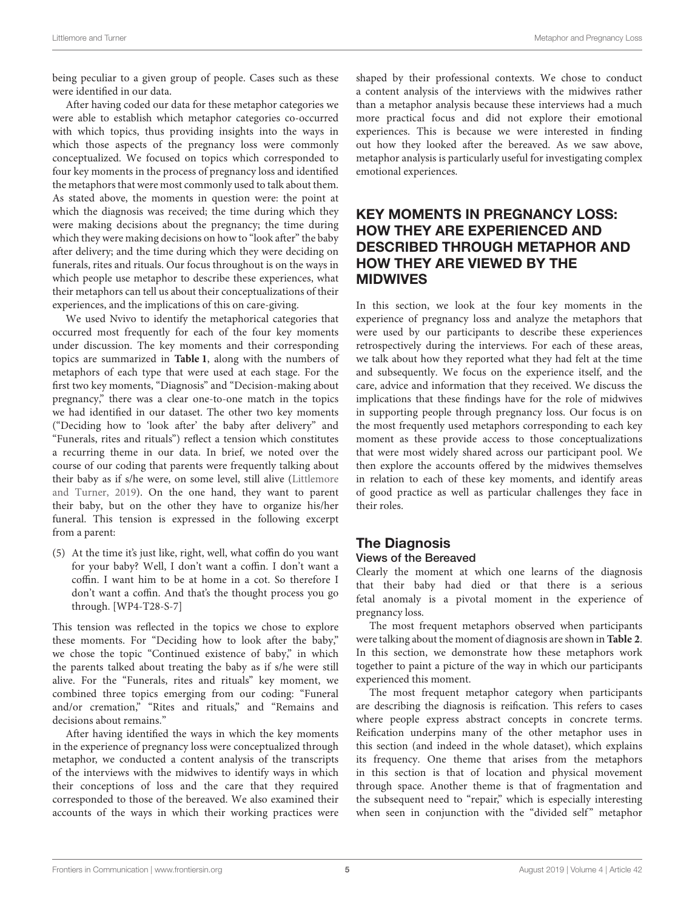being peculiar to a given group of people. Cases such as these were identified in our data.

After having coded our data for these metaphor categories we were able to establish which metaphor categories co-occurred with which topics, thus providing insights into the ways in which those aspects of the pregnancy loss were commonly conceptualized. We focused on topics which corresponded to four key moments in the process of pregnancy loss and identified the metaphors that were most commonly used to talk about them. As stated above, the moments in question were: the point at which the diagnosis was received; the time during which they were making decisions about the pregnancy; the time during which they were making decisions on how to "look after" the baby after delivery; and the time during which they were deciding on funerals, rites and rituals. Our focus throughout is on the ways in which people use metaphor to describe these experiences, what their metaphors can tell us about their conceptualizations of their experiences, and the implications of this on care-giving.

We used Nvivo to identify the metaphorical categories that occurred most frequently for each of the four key moments under discussion. The key moments and their corresponding topics are summarized in **Table 1**, along with the numbers of metaphors of each type that were used at each stage. For the first two key moments, "Diagnosis" and "Decision-making about pregnancy," there was a clear one-to-one match in the topics we had identified in our dataset. The other two key moments ("Deciding how to 'look after' the baby after delivery" and "Funerals, rites and rituals") reflect a tension which constitutes a recurring theme in our data. In brief, we noted over the course of our coding that parents were frequently talking about their baby as if s/he were, on some level, still alive (Littlemore and Turner, 2019). On the one hand, they want to parent their baby, but on the other they have to organize his/her funeral. This tension is expressed in the following excerpt from a parent:

(5) At the time it's just like, right, well, what coffin do you want for your baby? Well, I don't want a coffin. I don't want a coffin. I want him to be at home in a cot. So therefore I don't want a coffin. And that's the thought process you go through. [WP4-T28-S-7]

This tension was reflected in the topics we chose to explore these moments. For "Deciding how to look after the baby," we chose the topic "Continued existence of baby," in which the parents talked about treating the baby as if s/he were still alive. For the "Funerals, rites and rituals" key moment, we combined three topics emerging from our coding: "Funeral and/or cremation," "Rites and rituals," and "Remains and decisions about remains."

After having identified the ways in which the key moments in the experience of pregnancy loss were conceptualized through metaphor, we conducted a content analysis of the transcripts of the interviews with the midwives to identify ways in which their conceptions of loss and the care that they required corresponded to those of the bereaved. We also examined their accounts of the ways in which their working practices were shaped by their professional contexts. We chose to conduct a content analysis of the interviews with the midwives rather than a metaphor analysis because these interviews had a much more practical focus and did not explore their emotional experiences. This is because we were interested in finding out how they looked after the bereaved. As we saw above, metaphor analysis is particularly useful for investigating complex emotional experiences.

## KEY MOMENTS IN PREGNANCY LOSS: HOW THEY ARE EXPERIENCED AND DESCRIBED THROUGH METAPHOR AND HOW THEY ARE VIEWED BY THE MIDWIVES

In this section, we look at the four key moments in the experience of pregnancy loss and analyze the metaphors that were used by our participants to describe these experiences retrospectively during the interviews. For each of these areas, we talk about how they reported what they had felt at the time and subsequently. We focus on the experience itself, and the care, advice and information that they received. We discuss the implications that these findings have for the role of midwives in supporting people through pregnancy loss. Our focus is on the most frequently used metaphors corresponding to each key moment as these provide access to those conceptualizations that were most widely shared across our participant pool. We then explore the accounts offered by the midwives themselves in relation to each of these key moments, and identify areas of good practice as well as particular challenges they face in their roles.

### The Diagnosis

#### Views of the Bereaved

Clearly the moment at which one learns of the diagnosis that their baby had died or that there is a serious fetal anomaly is a pivotal moment in the experience of pregnancy loss.

The most frequent metaphors observed when participants were talking about the moment of diagnosis are shown in **Table 2**. In this section, we demonstrate how these metaphors work together to paint a picture of the way in which our participants experienced this moment.

The most frequent metaphor category when participants are describing the diagnosis is reification. This refers to cases where people express abstract concepts in concrete terms. Reification underpins many of the other metaphor uses in this section (and indeed in the whole dataset), which explains its frequency. One theme that arises from the metaphors in this section is that of location and physical movement through space. Another theme is that of fragmentation and the subsequent need to "repair," which is especially interesting when seen in conjunction with the "divided self" metaphor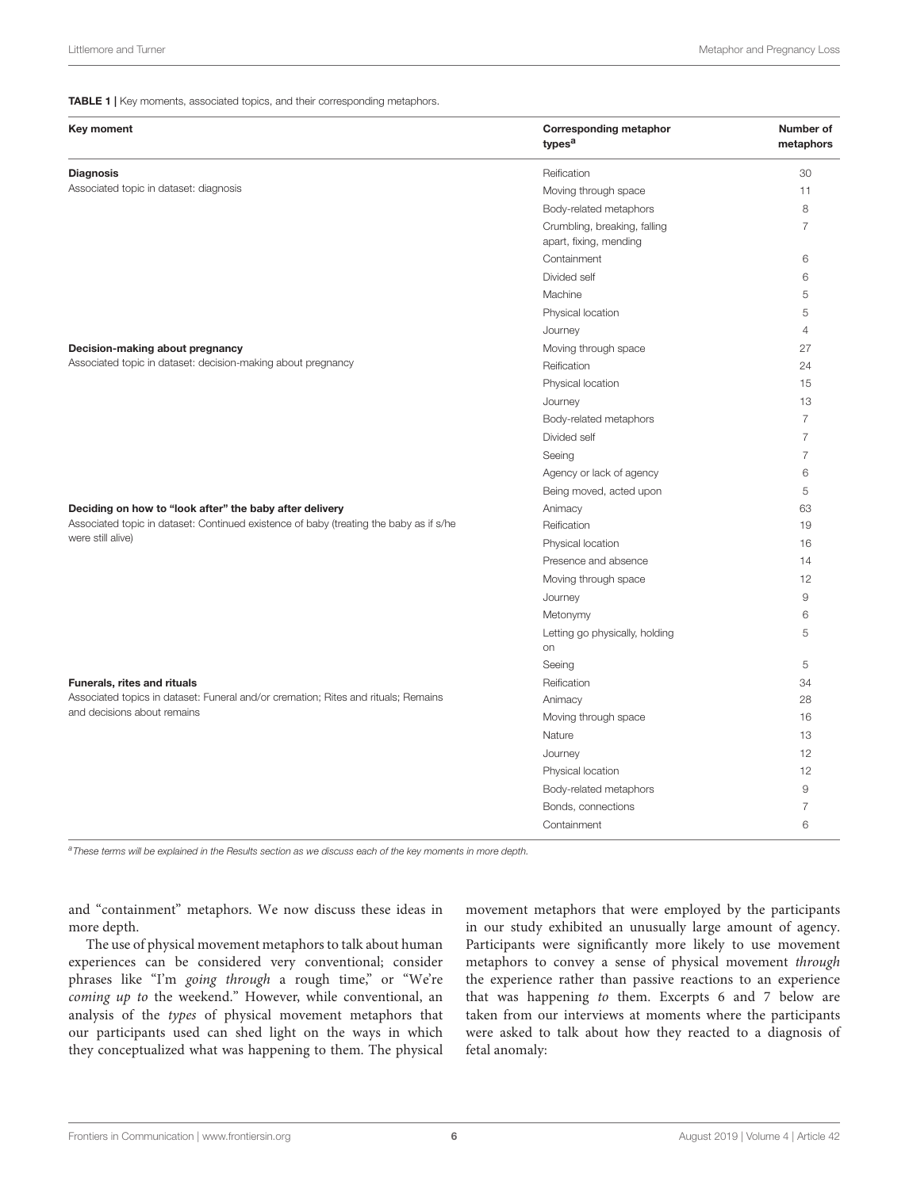**TABLE 1 |** Key moments, associated topics, and their corresponding metaphors.

| Key moment | Corresponding metaphor types[a] | Number of metaphors |
|---|---|---|
| **Diagnosis** | Reification | 30 |
| Associated topic in dataset: diagnosis | Moving through space | 11 |
| | Body-related metaphors | 8 |
| | Crumbling, breaking, falling apart, fixing, mending | 7 |
| | Containment | 6 |
| | Divided self | 6 |
| | Machine | 5 |
| | Physical location | 5 |
| | Journey | 4 |
| **Decision-making about pregnancy** | Moving through space | 27 |
| Associated topic in dataset: decision-making about pregnancy | Reification | 24 |
| | Physical location | 15 |
| | Journey | 13 |
| | Body-related metaphors | 7 |
| | Divided self | 7 |
| | Seeing | 7 |
| | Agency or lack of agency | 6 |
| | Being moved, acted upon | 5 |
| **Deciding on how to "look after" the baby after delivery** | Animacy | 63 |
| Associated topic in dataset: Continued existence of baby (treating the baby as if s/he were still alive) | Reification | 19 |
| | Physical location | 16 |
| | Presence and absence | 14 |
| | Moving through space | 12 |
| | Journey | 9 |
| | Metonymy | 6 |
| | Letting go physically, holding on | 5 |
| | Seeing | 5 |
| **Funerals, rites and rituals** | Reification | 34 |
| Associated topics in dataset: Funeral and/or cremation; Rites and rituals; Remains and decisions about remains | Animacy | 28 |
| | Moving through space | 16 |
| | Nature | 13 |
| | Journey | 12 |
| | Physical location | 12 |
| | Body-related metaphors | 9 |
| | Bonds, connections | 7 |
| | Containment | 6 |

[a]*These terms will be explained in the Results section as we discuss each of the key moments in more depth.*

and "containment" metaphors. We now discuss these ideas in more depth.

The use of physical movement metaphors to talk about human experiences can be considered very conventional; consider phrases like "I'm *going through* a rough time," or "We're *coming up to* the weekend." However, while conventional, an analysis of the *types* of physical movement metaphors that our participants used can shed light on the ways in which they conceptualized what was happening to them. The physical movement metaphors that were employed by the participants in our study exhibited an unusually large amount of agency. Participants were significantly more likely to use movement metaphors to convey a sense of physical movement *through* the experience rather than passive reactions to an experience that was happening *to* them. Excerpts 6 and 7 below are taken from our interviews at moments where the participants were asked to talk about how they reacted to a diagnosis of fetal anomaly: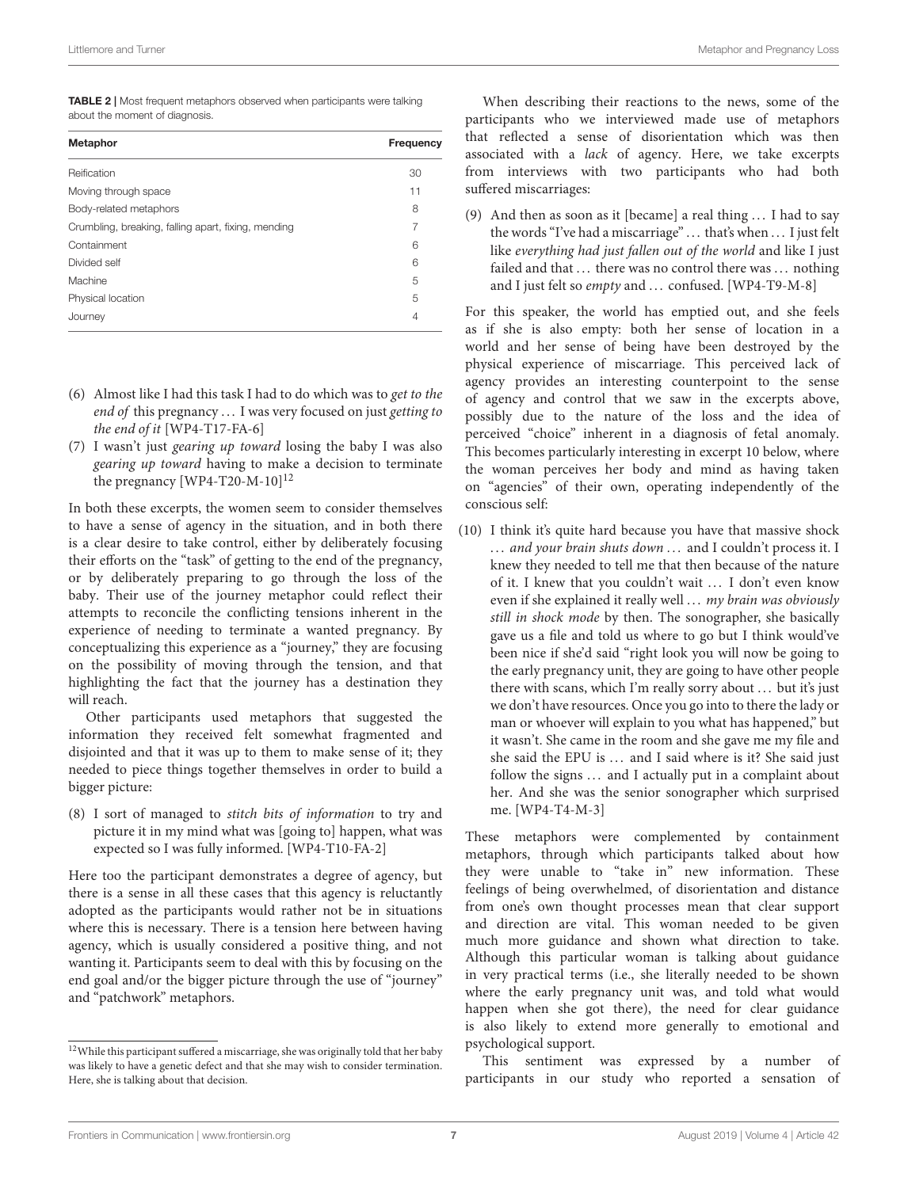**TABLE 2** | Most frequent metaphors observed when participants were talking about the moment of diagnosis.

| Metaphor | Frequency |
|---|---|
| Reification | 30 |
| Moving through space | 11 |
| Body-related metaphors | 8 |
| Crumbling, breaking, falling apart, fixing, mending | 7 |
| Containment | 6 |
| Divided self | 6 |
| Machine | 5 |
| Physical location | 5 |
| Journey | 4 |

(6) Almost like I had this task I had to do which was to *get to the end of* this pregnancy ... I was very focused on just *getting to the end of it* [WP4-T17-FA-6]

(7) I wasn't just *gearing up toward* losing the baby I was also *gearing up toward* having to make a decision to terminate the pregnancy [WP4-T20-M-10][12]

In both these excerpts, the women seem to consider themselves to have a sense of agency in the situation, and in both there is a clear desire to take control, either by deliberately focusing their efforts on the "task" of getting to the end of the pregnancy, or by deliberately preparing to go through the loss of the baby. Their use of the journey metaphor could reflect their attempts to reconcile the conflicting tensions inherent in the experience of needing to terminate a wanted pregnancy. By conceptualizing this experience as a "journey," they are focusing on the possibility of moving through the tension, and that highlighting the fact that the journey has a destination they will reach.

Other participants used metaphors that suggested the information they received felt somewhat fragmented and disjointed and that it was up to them to make sense of it; they needed to piece things together themselves in order to build a bigger picture:

(8) I sort of managed to *stitch bits of information* to try and picture it in my mind what was [going to] happen, what was expected so I was fully informed. [WP4-T10-FA-2]

Here too the participant demonstrates a degree of agency, but there is a sense in all these cases that this agency is reluctantly adopted as the participants would rather not be in situations where this is necessary. There is a tension here between having agency, which is usually considered a positive thing, and not wanting it. Participants seem to deal with this by focusing on the end goal and/or the bigger picture through the use of "journey" and "patchwork" metaphors.

[12]While this participant suffered a miscarriage, she was originally told that her baby was likely to have a genetic defect and that she may wish to consider termination. Here, she is talking about that decision.

When describing their reactions to the news, some of the participants who we interviewed made use of metaphors that reflected a sense of disorientation which was then associated with a *lack* of agency. Here, we take excerpts from interviews with two participants who had both suffered miscarriages:

(9) And then as soon as it [became] a real thing ... I had to say the words "I've had a miscarriage" ... that's when ... I just felt like *everything had just fallen out of the world* and like I just failed and that ... there was no control there was ... nothing and I just felt so *empty* and ... confused. [WP4-T9-M-8]

For this speaker, the world has emptied out, and she feels as if she is also empty: both her sense of location in a world and her sense of being have been destroyed by the physical experience of miscarriage. This perceived lack of agency provides an interesting counterpoint to the sense of agency and control that we saw in the excerpts above, possibly due to the nature of the loss and the idea of perceived "choice" inherent in a diagnosis of fetal anomaly. This becomes particularly interesting in excerpt 10 below, where the woman perceives her body and mind as having taken on "agencies" of their own, operating independently of the conscious self:

(10) I think it's quite hard because you have that massive shock ... *and your brain shuts down* ... and I couldn't process it. I knew they needed to tell me that then because of the nature of it. I knew that you couldn't wait ... I don't even know even if she explained it really well ... *my brain was obviously still in shock mode* by then. The sonographer, she basically gave us a file and told us where to go but I think would've been nice if she'd said "right look you will now be going to the early pregnancy unit, they are going to have other people there with scans, which I'm really sorry about ... but it's just we don't have resources. Once you go into to there the lady or man or whoever will explain to you what has happened," but it wasn't. She came in the room and she gave me my file and she said the EPU is ... and I said where is it? She said just follow the signs ... and I actually put in a complaint about her. And she was the senior sonographer which surprised me. [WP4-T4-M-3]

These metaphors were complemented by containment metaphors, through which participants talked about how they were unable to "take in" new information. These feelings of being overwhelmed, of disorientation and distance from one's own thought processes mean that clear support and direction are vital. This woman needed to be given much more guidance and shown what direction to take. Although this particular woman is talking about guidance in very practical terms (i.e., she literally needed to be shown where the early pregnancy unit was, and told what would happen when she got there), the need for clear guidance is also likely to extend more generally to emotional and psychological support.

This sentiment was expressed by a number of participants in our study who reported a sensation of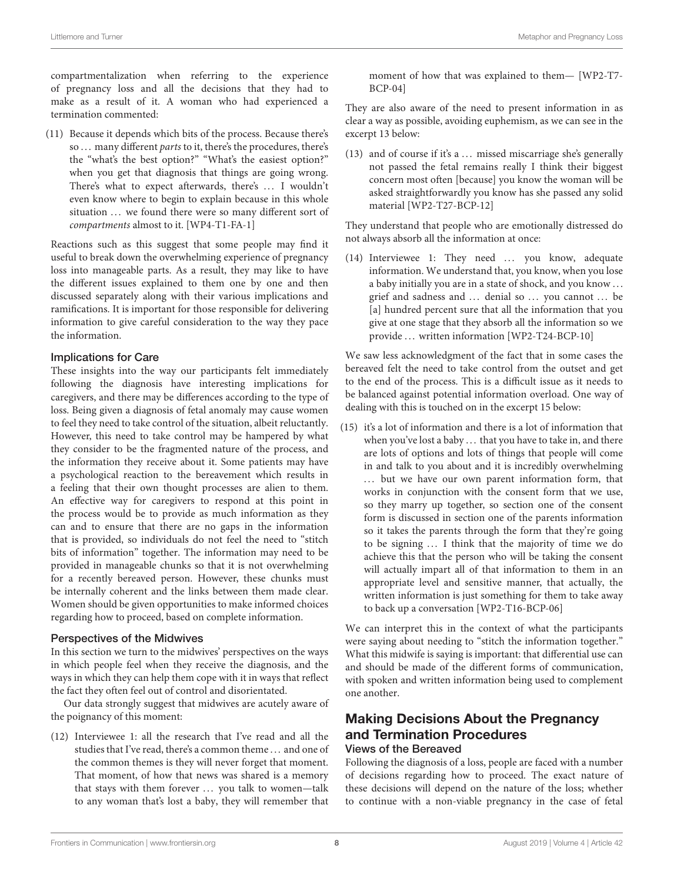compartmentalization when referring to the experience of pregnancy loss and all the decisions that they had to make as a result of it. A woman who had experienced a termination commented:

(11) Because it depends which bits of the process. Because there's so … many different *parts* to it, there's the procedures, there's the "what's the best option?" "What's the easiest option?" when you get that diagnosis that things are going wrong. There's what to expect afterwards, there's … I wouldn't even know where to begin to explain because in this whole situation … we found there were so many different sort of *compartments* almost to it. [WP4-T1-FA-1]

Reactions such as this suggest that some people may find it useful to break down the overwhelming experience of pregnancy loss into manageable parts. As a result, they may like to have the different issues explained to them one by one and then discussed separately along with their various implications and ramifications. It is important for those responsible for delivering information to give careful consideration to the way they pace the information.

### Implications for Care

These insights into the way our participants felt immediately following the diagnosis have interesting implications for caregivers, and there may be differences according to the type of loss. Being given a diagnosis of fetal anomaly may cause women to feel they need to take control of the situation, albeit reluctantly. However, this need to take control may be hampered by what they consider to be the fragmented nature of the process, and the information they receive about it. Some patients may have a psychological reaction to the bereavement which results in a feeling that their own thought processes are alien to them. An effective way for caregivers to respond at this point in the process would be to provide as much information as they can and to ensure that there are no gaps in the information that is provided, so individuals do not feel the need to "stitch bits of information" together. The information may need to be provided in manageable chunks so that it is not overwhelming for a recently bereaved person. However, these chunks must be internally coherent and the links between them made clear. Women should be given opportunities to make informed choices regarding how to proceed, based on complete information.

### Perspectives of the Midwives

In this section we turn to the midwives' perspectives on the ways in which people feel when they receive the diagnosis, and the ways in which they can help them cope with it in ways that reflect the fact they often feel out of control and disorientated.

Our data strongly suggest that midwives are acutely aware of the poignancy of this moment:

(12) Interviewee 1: all the research that I've read and all the studies that I've read, there's a common theme … and one of the common themes is they will never forget that moment. That moment, of how that news was shared is a memory that stays with them forever … you talk to women—talk to any woman that's lost a baby, they will remember that moment of how that was explained to them— [WP2-T7-BCP-04]

They are also aware of the need to present information in as clear a way as possible, avoiding euphemism, as we can see in the excerpt 13 below:

(13) and of course if it's a … missed miscarriage she's generally not passed the fetal remains really I think their biggest concern most often [because] you know the woman will be asked straightforwardly you know has she passed any solid material [WP2-T27-BCP-12]

They understand that people who are emotionally distressed do not always absorb all the information at once:

(14) Interviewee 1: They need … you know, adequate information. We understand that, you know, when you lose a baby initially you are in a state of shock, and you know … grief and sadness and … denial so … you cannot … be [a] hundred percent sure that all the information that you give at one stage that they absorb all the information so we provide … written information [WP2-T24-BCP-10]

We saw less acknowledgment of the fact that in some cases the bereaved felt the need to take control from the outset and get to the end of the process. This is a difficult issue as it needs to be balanced against potential information overload. One way of dealing with this is touched on in the excerpt 15 below:

(15) it's a lot of information and there is a lot of information that when you've lost a baby … that you have to take in, and there are lots of options and lots of things that people will come in and talk to you about and it is incredibly overwhelming … but we have our own parent information form, that works in conjunction with the consent form that we use, so they marry up together, so section one of the consent form is discussed in section one of the parents information so it takes the parents through the form that they're going to be signing … I think that the majority of time we do achieve this that the person who will be taking the consent will actually impart all of that information to them in an appropriate level and sensitive manner, that actually, the written information is just something for them to take away to back up a conversation [WP2-T16-BCP-06]

We can interpret this in the context of what the participants were saying about needing to "stitch the information together." What this midwife is saying is important: that differential use can and should be made of the different forms of communication, with spoken and written information being used to complement one another.

## Making Decisions About the Pregnancy and Termination Procedures

### Views of the Bereaved

Following the diagnosis of a loss, people are faced with a number of decisions regarding how to proceed. The exact nature of these decisions will depend on the nature of the loss; whether to continue with a non-viable pregnancy in the case of fetal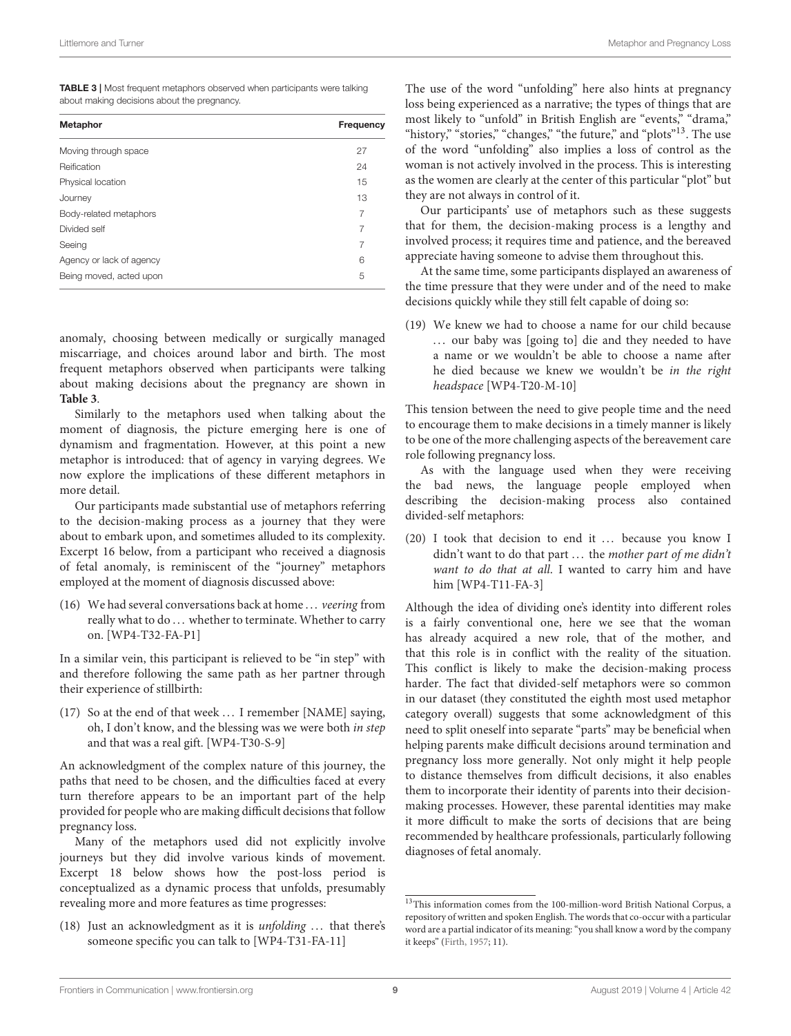**TABLE 3 |** Most frequent metaphors observed when participants were talking about making decisions about the pregnancy.

| Metaphor | Frequency |
|---|---|
| Moving through space | 27 |
| Reification | 24 |
| Physical location | 15 |
| Journey | 13 |
| Body-related metaphors | 7 |
| Divided self | 7 |
| Seeing | 7 |
| Agency or lack of agency | 6 |
| Being moved, acted upon | 5 |

anomaly, choosing between medically or surgically managed miscarriage, and choices around labor and birth. The most frequent metaphors observed when participants were talking about making decisions about the pregnancy are shown in **Table 3**.

Similarly to the metaphors used when talking about the moment of diagnosis, the picture emerging here is one of dynamism and fragmentation. However, at this point a new metaphor is introduced: that of agency in varying degrees. We now explore the implications of these different metaphors in more detail.

Our participants made substantial use of metaphors referring to the decision-making process as a journey that they were about to embark upon, and sometimes alluded to its complexity. Excerpt 16 below, from a participant who received a diagnosis of fetal anomaly, is reminiscent of the "journey" metaphors employed at the moment of diagnosis discussed above:

(16) We had several conversations back at home … *veering* from really what to do … whether to terminate. Whether to carry on. [WP4-T32-FA-P1]

In a similar vein, this participant is relieved to be "in step" with and therefore following the same path as her partner through their experience of stillbirth:

(17) So at the end of that week … I remember [NAME] saying, oh, I don't know, and the blessing was we were both *in step* and that was a real gift. [WP4-T30-S-9]

An acknowledgment of the complex nature of this journey, the paths that need to be chosen, and the difficulties faced at every turn therefore appears to be an important part of the help provided for people who are making difficult decisions that follow pregnancy loss.

Many of the metaphors used did not explicitly involve journeys but they did involve various kinds of movement. Excerpt 18 below shows how the post-loss period is conceptualized as a dynamic process that unfolds, presumably revealing more and more features as time progresses:

(18) Just an acknowledgment as it is *unfolding* … that there's someone specific you can talk to [WP4-T31-FA-11]

The use of the word "unfolding" here also hints at pregnancy loss being experienced as a narrative; the types of things that are most likely to "unfold" in British English are "events," "drama," "history," "stories," "changes," "the future," and "plots"[13]. The use of the word "unfolding" also implies a loss of control as the woman is not actively involved in the process. This is interesting as the women are clearly at the center of this particular "plot" but they are not always in control of it.

Our participants' use of metaphors such as these suggests that for them, the decision-making process is a lengthy and involved process; it requires time and patience, and the bereaved appreciate having someone to advise them throughout this.

At the same time, some participants displayed an awareness of the time pressure that they were under and of the need to make decisions quickly while they still felt capable of doing so:

(19) We knew we had to choose a name for our child because … our baby was [going to] die and they needed to have a name or we wouldn't be able to choose a name after he died because we knew we wouldn't be *in the right headspace* [WP4-T20-M-10]

This tension between the need to give people time and the need to encourage them to make decisions in a timely manner is likely to be one of the more challenging aspects of the bereavement care role following pregnancy loss.

As with the language used when they were receiving the bad news, the language people employed when describing the decision-making process also contained divided-self metaphors:

(20) I took that decision to end it … because you know I didn't want to do that part … the *mother part of me didn't want to do that at all*. I wanted to carry him and have him [WP4-T11-FA-3]

Although the idea of dividing one's identity into different roles is a fairly conventional one, here we see that the woman has already acquired a new role, that of the mother, and that this role is in conflict with the reality of the situation. This conflict is likely to make the decision-making process harder. The fact that divided-self metaphors were so common in our dataset (they constituted the eighth most used metaphor category overall) suggests that some acknowledgment of this need to split oneself into separate "parts" may be beneficial when helping parents make difficult decisions around termination and pregnancy loss more generally. Not only might it help people to distance themselves from difficult decisions, it also enables them to incorporate their identity of parents into their decision-making processes. However, these parental identities may make it more difficult to make the sorts of decisions that are being recommended by healthcare professionals, particularly following diagnoses of fetal anomaly.

[13] This information comes from the 100-million-word British National Corpus, a repository of written and spoken English. The words that co-occur with a particular word are a partial indicator of its meaning: "you shall know a word by the company it keeps" (Firth, 1957; 11).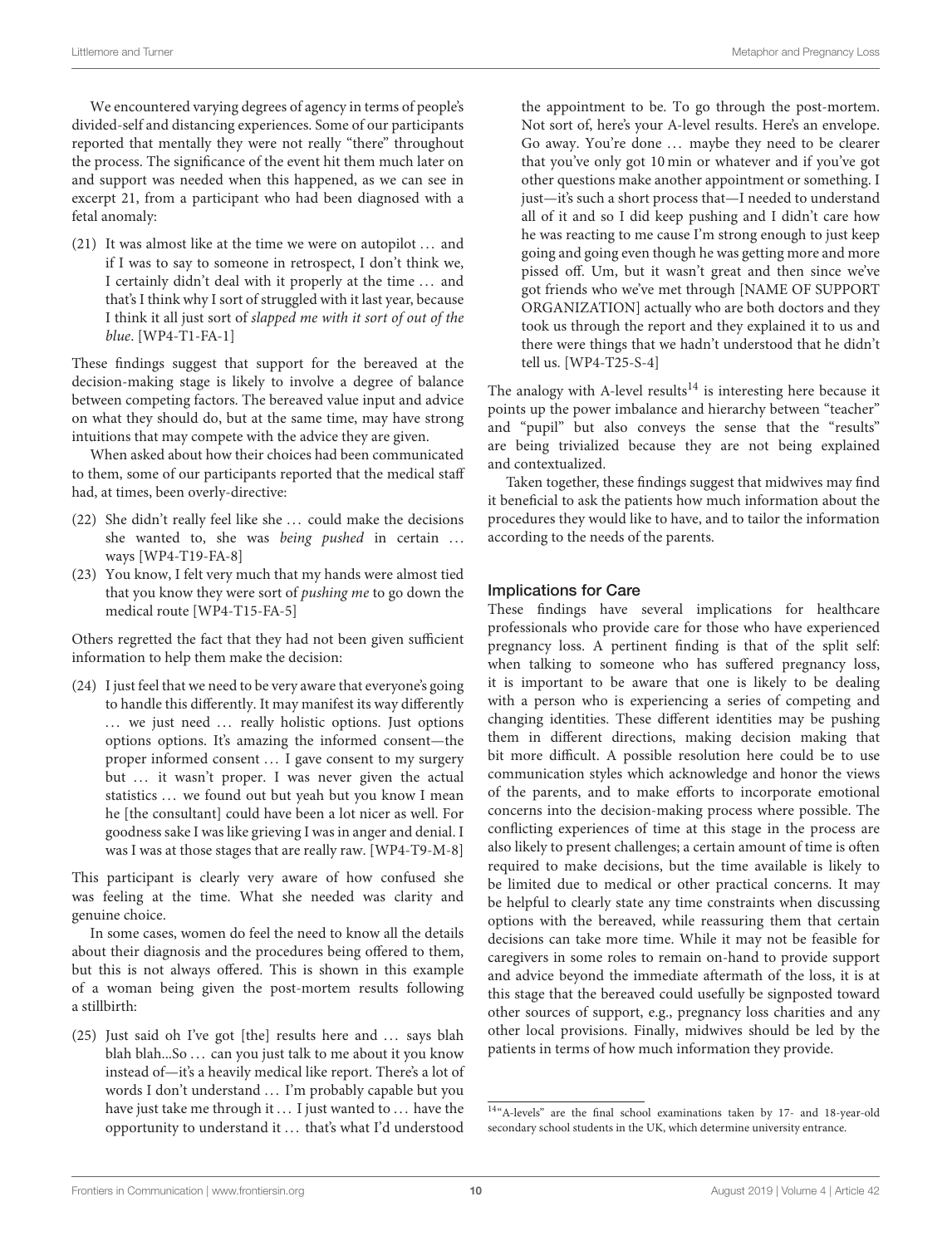We encountered varying degrees of agency in terms of people's divided-self and distancing experiences. Some of our participants reported that mentally they were not really "there" throughout the process. The significance of the event hit them much later on and support was needed when this happened, as we can see in excerpt 21, from a participant who had been diagnosed with a fetal anomaly:

(21) It was almost like at the time we were on autopilot … and if I was to say to someone in retrospect, I don't think we, I certainly didn't deal with it properly at the time … and that's I think why I sort of struggled with it last year, because I think it all just sort of *slapped me with it sort of out of the blue*. [WP4-T1-FA-1]

These findings suggest that support for the bereaved at the decision-making stage is likely to involve a degree of balance between competing factors. The bereaved value input and advice on what they should do, but at the same time, may have strong intuitions that may compete with the advice they are given.

When asked about how their choices had been communicated to them, some of our participants reported that the medical staff had, at times, been overly-directive:

(22) She didn't really feel like she … could make the decisions she wanted to, she was *being pushed* in certain … ways [WP4-T19-FA-8]

(23) You know, I felt very much that my hands were almost tied that you know they were sort of *pushing me* to go down the medical route [WP4-T15-FA-5]

Others regretted the fact that they had not been given sufficient information to help them make the decision:

(24) I just feel that we need to be very aware that everyone's going to handle this differently. It may manifest its way differently … we just need … really holistic options. Just options options options. It's amazing the informed consent—the proper informed consent … I gave consent to my surgery but … it wasn't proper. I was never given the actual statistics … we found out but yeah but you know I mean he [the consultant] could have been a lot nicer as well. For goodness sake I was like grieving I was in anger and denial. I was I was at those stages that are really raw. [WP4-T9-M-8]

This participant is clearly very aware of how confused she was feeling at the time. What she needed was clarity and genuine choice.

In some cases, women do feel the need to know all the details about their diagnosis and the procedures being offered to them, but this is not always offered. This is shown in this example of a woman being given the post-mortem results following a stillbirth:

(25) Just said oh I've got [the] results here and … says blah blah blah...So … can you just talk to me about it you know instead of—it's a heavily medical like report. There's a lot of words I don't understand … I'm probably capable but you have just take me through it … I just wanted to … have the opportunity to understand it … that's what I'd understood the appointment to be. To go through the post-mortem. Not sort of, here's your A-level results. Here's an envelope. Go away. You're done … maybe they need to be clearer that you've only got 10 min or whatever and if you've got other questions make another appointment or something. I just—it's such a short process that—I needed to understand all of it and so I did keep pushing and I didn't care how he was reacting to me cause I'm strong enough to just keep going and going even though he was getting more and more pissed off. Um, but it wasn't great and then since we've got friends who we've met through [NAME OF SUPPORT ORGANIZATION] actually who are both doctors and they took us through the report and they explained it to us and there were things that we hadn't understood that he didn't tell us. [WP4-T25-S-4]

The analogy with A-level results[14] is interesting here because it points up the power imbalance and hierarchy between "teacher" and "pupil" but also conveys the sense that the "results" are being trivialized because they are not being explained and contextualized.

Taken together, these findings suggest that midwives may find it beneficial to ask the patients how much information about the procedures they would like to have, and to tailor the information according to the needs of the parents.

## Implications for Care

These findings have several implications for healthcare professionals who provide care for those who have experienced pregnancy loss. A pertinent finding is that of the split self: when talking to someone who has suffered pregnancy loss, it is important to be aware that one is likely to be dealing with a person who is experiencing a series of competing and changing identities. These different identities may be pushing them in different directions, making decision making that bit more difficult. A possible resolution here could be to use communication styles which acknowledge and honor the views of the parents, and to make efforts to incorporate emotional concerns into the decision-making process where possible. The conflicting experiences of time at this stage in the process are also likely to present challenges; a certain amount of time is often required to make decisions, but the time available is likely to be limited due to medical or other practical concerns. It may be helpful to clearly state any time constraints when discussing options with the bereaved, while reassuring them that certain decisions can take more time. While it may not be feasible for caregivers in some roles to remain on-hand to provide support and advice beyond the immediate aftermath of the loss, it is at this stage that the bereaved could usefully be signposted toward other sources of support, e.g., pregnancy loss charities and any other local provisions. Finally, midwives should be led by the patients in terms of how much information they provide.

[14] "A-levels" are the final school examinations taken by 17- and 18-year-old secondary school students in the UK, which determine university entrance.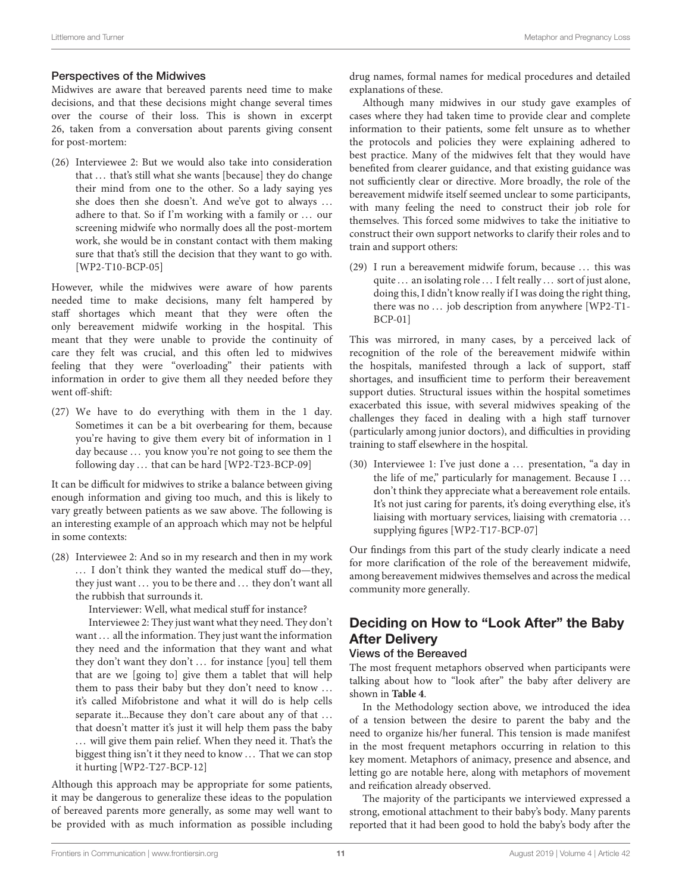### Perspectives of the Midwives

Midwives are aware that bereaved parents need time to make decisions, and that these decisions might change several times over the course of their loss. This is shown in excerpt 26, taken from a conversation about parents giving consent for post-mortem:

(26) Interviewee 2: But we would also take into consideration that … that's still what she wants [because] they do change their mind from one to the other. So a lady saying yes she does then she doesn't. And we've got to always … adhere to that. So if I'm working with a family or … our screening midwife who normally does all the post-mortem work, she would be in constant contact with them making sure that that's still the decision that they want to go with. [WP2-T10-BCP-05]

However, while the midwives were aware of how parents needed time to make decisions, many felt hampered by staff shortages which meant that they were often the only bereavement midwife working in the hospital. This meant that they were unable to provide the continuity of care they felt was crucial, and this often led to midwives feeling that they were "overloading" their patients with information in order to give them all they needed before they went off-shift:

(27) We have to do everything with them in the 1 day. Sometimes it can be a bit overbearing for them, because you're having to give them every bit of information in 1 day because … you know you're not going to see them the following day … that can be hard [WP2-T23-BCP-09]

It can be difficult for midwives to strike a balance between giving enough information and giving too much, and this is likely to vary greatly between patients as we saw above. The following is an interesting example of an approach which may not be helpful in some contexts:

(28) Interviewee 2: And so in my research and then in my work … I don't think they wanted the medical stuff do—they, they just want … you to be there and … they don't want all the rubbish that surrounds it.

Interviewer: Well, what medical stuff for instance?

Interviewee 2: They just want what they need. They don't want … all the information. They just want the information they need and the information that they want and what they don't want they don't … for instance [you] tell them that are we [going to] give them a tablet that will help them to pass their baby but they don't need to know … it's called Mifobristone and what it will do is help cells separate it...Because they don't care about any of that … that doesn't matter it's just it will help them pass the baby … will give them pain relief. When they need it. That's the biggest thing isn't it they need to know … That we can stop it hurting [WP2-T27-BCP-12]

Although this approach may be appropriate for some patients, it may be dangerous to generalize these ideas to the population of bereaved parents more generally, as some may well want to be provided with as much information as possible including drug names, formal names for medical procedures and detailed explanations of these.

Although many midwives in our study gave examples of cases where they had taken time to provide clear and complete information to their patients, some felt unsure as to whether the protocols and policies they were explaining adhered to best practice. Many of the midwives felt that they would have benefited from clearer guidance, and that existing guidance was not sufficiently clear or directive. More broadly, the role of the bereavement midwife itself seemed unclear to some participants, with many feeling the need to construct their job role for themselves. This forced some midwives to take the initiative to construct their own support networks to clarify their roles and to train and support others:

(29) I run a bereavement midwife forum, because … this was quite … an isolating role … I felt really … sort of just alone, doing this, I didn't know really if I was doing the right thing, there was no … job description from anywhere [WP2-T1-BCP-01]

This was mirrored, in many cases, by a perceived lack of recognition of the role of the bereavement midwife within the hospitals, manifested through a lack of support, staff shortages, and insufficient time to perform their bereavement support duties. Structural issues within the hospital sometimes exacerbated this issue, with several midwives speaking of the challenges they faced in dealing with a high staff turnover (particularly among junior doctors), and difficulties in providing training to staff elsewhere in the hospital.

(30) Interviewee 1: I've just done a … presentation, "a day in the life of me," particularly for management. Because I … don't think they appreciate what a bereavement role entails. It's not just caring for parents, it's doing everything else, it's liaising with mortuary services, liaising with crematoria … supplying figures [WP2-T17-BCP-07]

Our findings from this part of the study clearly indicate a need for more clarification of the role of the bereavement midwife, among bereavement midwives themselves and across the medical community more generally.

## Deciding on How to "Look After" the Baby After Delivery

### Views of the Bereaved

The most frequent metaphors observed when participants were talking about how to "look after" the baby after delivery are shown in **Table 4**.

In the Methodology section above, we introduced the idea of a tension between the desire to parent the baby and the need to organize his/her funeral. This tension is made manifest in the most frequent metaphors occurring in relation to this key moment. Metaphors of animacy, presence and absence, and letting go are notable here, along with metaphors of movement and reification already observed.

The majority of the participants we interviewed expressed a strong, emotional attachment to their baby's body. Many parents reported that it had been good to hold the baby's body after the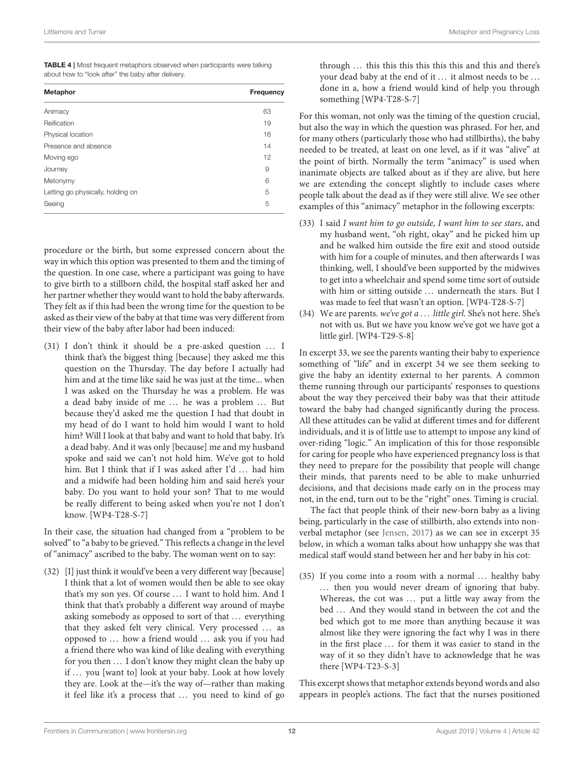**TABLE 4** | Most frequent metaphors observed when participants were talking about how to "look after" the baby after delivery.

| Metaphor | Frequency |
|---|---|
| Animacy | 63 |
| Reification | 19 |
| Physical location | 16 |
| Presence and absence | 14 |
| Moving ego | 12 |
| Journey | 9 |
| Metonymy | 6 |
| Letting go physically, holding on | 5 |
| Seeing | 5 |

procedure or the birth, but some expressed concern about the way in which this option was presented to them and the timing of the question. In one case, where a participant was going to have to give birth to a stillborn child, the hospital staff asked her and her partner whether they would want to hold the baby afterwards. They felt as if this had been the wrong time for the question to be asked as their view of the baby at that time was very different from their view of the baby after labor had been induced:

(31) I don't think it should be a pre-asked question … I think that's the biggest thing [because] they asked me this question on the Thursday. The day before I actually had him and at the time like said he was just at the time... when I was asked on the Thursday he was a problem. He was a dead baby inside of me … he was a problem … But because they'd asked me the question I had that doubt in my head of do I want to hold him would I want to hold him? Will I look at that baby and want to hold that baby. It's a dead baby. And it was only [because] me and my husband spoke and said we can't not hold him. We've got to hold him. But I think that if I was asked after I'd … had him and a midwife had been holding him and said here's your baby. Do you want to hold your son? That to me would be really different to being asked when you're not I don't know. [WP4-T28-S-7]

In their case, the situation had changed from a "problem to be solved" to "a baby to be grieved." This reflects a change in the level of "animacy" ascribed to the baby. The woman went on to say:

(32) [I] just think it would've been a very different way [because] I think that a lot of women would then be able to see okay that's my son yes. Of course … I want to hold him. And I think that that's probably a different way around of maybe asking somebody as opposed to sort of that … everything that they asked felt very clinical. Very processed … as opposed to … how a friend would … ask you if you had a friend there who was kind of like dealing with everything for you then … I don't know they might clean the baby up if … you [want to] look at your baby. Look at how lovely they are. Look at the—it's the way of—rather than making it feel like it's a process that … you need to kind of go through … this this this this this this and this and there's your dead baby at the end of it … it almost needs to be … done in a, how a friend would kind of help you through something [WP4-T28-S-7]

For this woman, not only was the timing of the question crucial, but also the way in which the question was phrased. For her, and for many others (particularly those who had stillbirths), the baby needed to be treated, at least on one level, as if it was "alive" at the point of birth. Normally the term "animacy" is used when inanimate objects are talked about as if they are alive, but here we are extending the concept slightly to include cases where people talk about the dead as if they were still alive. We see other examples of this "animacy" metaphor in the following excerpts:

(33) I said *I want him to go outside, I want him to see stars*, and my husband went, "oh right, okay" and he picked him up and he walked him outside the fire exit and stood outside with him for a couple of minutes, and then afterwards I was thinking, well, I should've been supported by the midwives to get into a wheelchair and spend some time sort of outside with him or sitting outside … underneath the stars. But I was made to feel that wasn't an option. [WP4-T28-S-7]

(34) We are parents. *we've got a … little girl*. She's not here. She's not with us. But we have you know we've got we have got a little girl. [WP4-T29-S-8]

In excerpt 33, we see the parents wanting their baby to experience something of "life" and in excerpt 34 we see them seeking to give the baby an identity external to her parents. A common theme running through our participants' responses to questions about the way they perceived their baby was that their attitude toward the baby had changed significantly during the process. All these attitudes can be valid at different times and for different individuals, and it is of little use to attempt to impose any kind of over-riding "logic." An implication of this for those responsible for caring for people who have experienced pregnancy loss is that they need to prepare for the possibility that people will change their minds, that parents need to be able to make unhurried decisions, and that decisions made early on in the process may not, in the end, turn out to be the "right" ones. Timing is crucial.

The fact that people think of their new-born baby as a living being, particularly in the case of stillbirth, also extends into non-verbal metaphor (see Jensen, 2017) as we can see in excerpt 35 below, in which a woman talks about how unhappy she was that medical staff would stand between her and her baby in his cot:

(35) If you come into a room with a normal … healthy baby … then you would never dream of ignoring that baby. Whereas, the cot was … put a little way away from the bed … And they would stand in between the cot and the bed which got to me more than anything because it was almost like they were ignoring the fact why I was in there in the first place … for them it was easier to stand in the way of it so they didn't have to acknowledge that he was there [WP4-T23-S-3]

This excerpt shows that metaphor extends beyond words and also appears in people's actions. The fact that the nurses positioned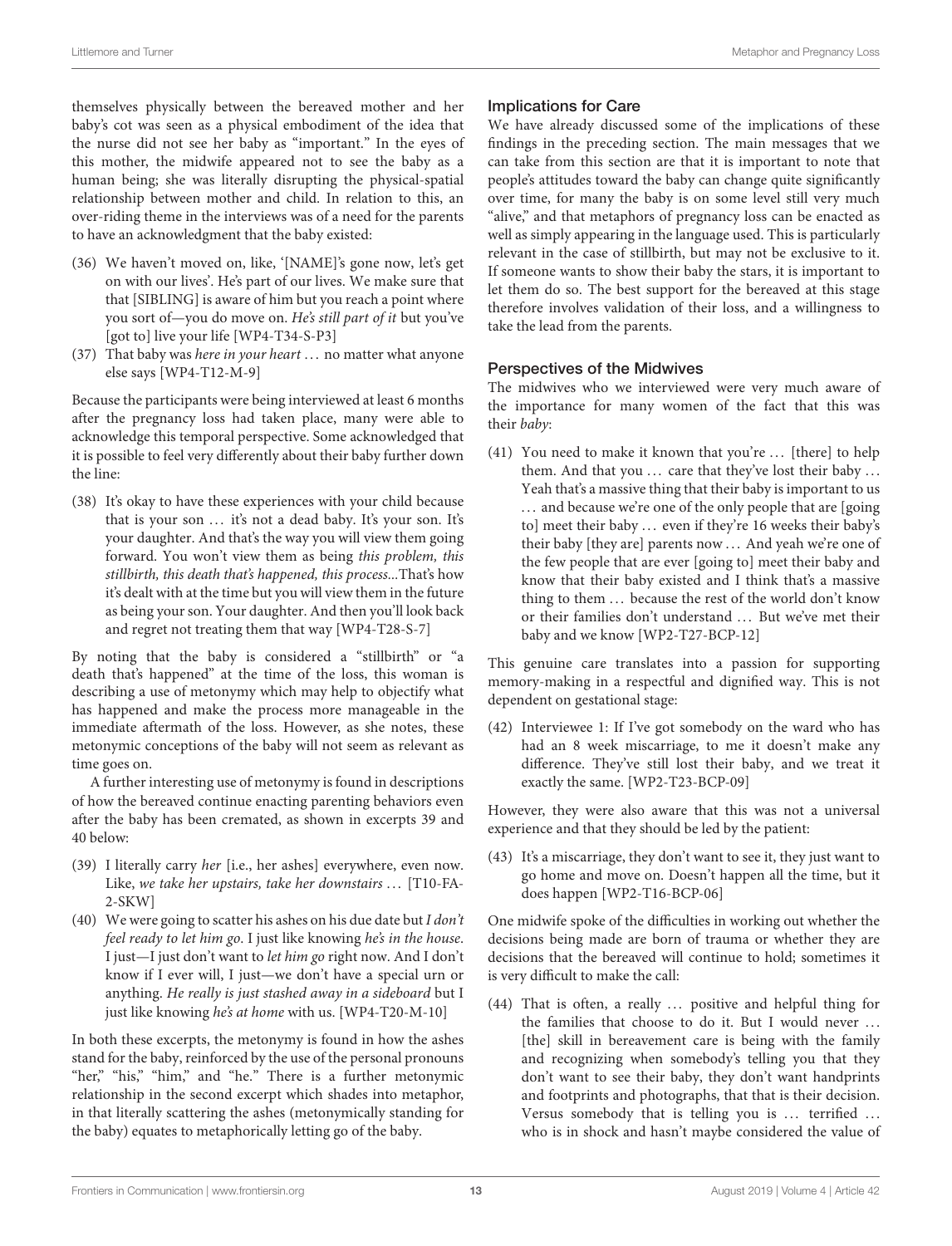themselves physically between the bereaved mother and her baby's cot was seen as a physical embodiment of the idea that the nurse did not see her baby as "important." In the eyes of this mother, the midwife appeared not to see the baby as a human being; she was literally disrupting the physical-spatial relationship between mother and child. In relation to this, an over-riding theme in the interviews was of a need for the parents to have an acknowledgment that the baby existed:

(36) We haven't moved on, like, '[NAME]'s gone now, let's get on with our lives'. He's part of our lives. We make sure that that [SIBLING] is aware of him but you reach a point where you sort of—you do move on. *He's still part of it* but you've [got to] live your life [WP4-T34-S-P3]

(37) That baby was *here in your heart* ... no matter what anyone else says [WP4-T12-M-9]

Because the participants were being interviewed at least 6 months after the pregnancy loss had taken place, many were able to acknowledge this temporal perspective. Some acknowledged that it is possible to feel very differently about their baby further down the line:

(38) It's okay to have these experiences with your child because that is your son ... it's not a dead baby. It's your son. It's your daughter. And that's the way you will view them going forward. You won't view them as being *this problem, this stillbirth, this death that's happened, this process...* That's how it's dealt with at the time but you will view them in the future as being your son. Your daughter. And then you'll look back and regret not treating them that way [WP4-T28-S-7]

By noting that the baby is considered a "stillbirth" or "a death that's happened" at the time of the loss, this woman is describing a use of metonymy which may help to objectify what has happened and make the process more manageable in the immediate aftermath of the loss. However, as she notes, these metonymic conceptions of the baby will not seem as relevant as time goes on.

A further interesting use of metonymy is found in descriptions of how the bereaved continue enacting parenting behaviors even after the baby has been cremated, as shown in excerpts 39 and 40 below:

(39) I literally carry *her* [i.e., her ashes] everywhere, even now. Like, *we take her upstairs, take her downstairs* ... [T10-FA-2-SKW]

(40) We were going to scatter his ashes on his due date but *I don't feel ready to let him go*. I just like knowing *he's in the house*. I just—I just don't want to *let him go* right now. And I don't know if I ever will, I just—we don't have a special urn or anything. *He really is just stashed away in a sideboard* but I just like knowing *he's at home* with us. [WP4-T20-M-10]

In both these excerpts, the metonymy is found in how the ashes stand for the baby, reinforced by the use of the personal pronouns "her," "his," "him," and "he." There is a further metonymic relationship in the second excerpt which shades into metaphor, in that literally scattering the ashes (metonymically standing for the baby) equates to metaphorically letting go of the baby.

### Implications for Care

We have already discussed some of the implications of these findings in the preceding section. The main messages that we can take from this section are that it is important to note that people's attitudes toward the baby can change quite significantly over time, for many the baby is on some level still very much "alive," and that metaphors of pregnancy loss can be enacted as well as simply appearing in the language used. This is particularly relevant in the case of stillbirth, but may not be exclusive to it. If someone wants to show their baby the stars, it is important to let them do so. The best support for the bereaved at this stage therefore involves validation of their loss, and a willingness to take the lead from the parents.

### Perspectives of the Midwives

The midwives who we interviewed were very much aware of the importance for many women of the fact that this was their *baby*:

(41) You need to make it known that you're ... [there] to help them. And that you ... care that they've lost their baby ... Yeah that's a massive thing that their baby is important to us ... and because we're one of the only people that are [going to] meet their baby ... even if they're 16 weeks their baby's their baby [they are] parents now ... And yeah we're one of the few people that are ever [going to] meet their baby and know that their baby existed and I think that's a massive thing to them ... because the rest of the world don't know or their families don't understand ... But we've met their baby and we know [WP2-T27-BCP-12]

This genuine care translates into a passion for supporting memory-making in a respectful and dignified way. This is not dependent on gestational stage:

(42) Interviewee 1: If I've got somebody on the ward who has had an 8 week miscarriage, to me it doesn't make any difference. They've still lost their baby, and we treat it exactly the same. [WP2-T23-BCP-09]

However, they were also aware that this was not a universal experience and that they should be led by the patient:

(43) It's a miscarriage, they don't want to see it, they just want to go home and move on. Doesn't happen all the time, but it does happen [WP2-T16-BCP-06]

One midwife spoke of the difficulties in working out whether the decisions being made are born of trauma or whether they are decisions that the bereaved will continue to hold; sometimes it is very difficult to make the call:

(44) That is often, a really ... positive and helpful thing for the families that choose to do it. But I would never ... [the] skill in bereavement care is being with the family and recognizing when somebody's telling you that they don't want to see their baby, they don't want handprints and footprints and photographs, that that is their decision. Versus somebody that is telling you is ... terrified ... who is in shock and hasn't maybe considered the value of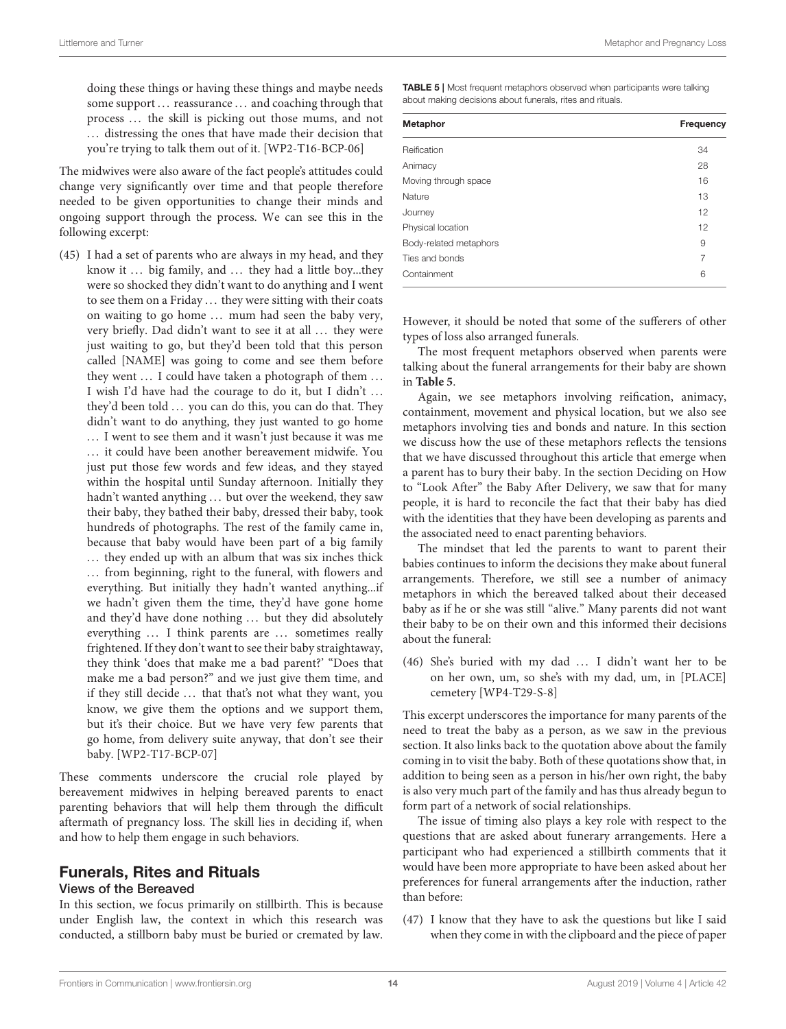doing these things or having these things and maybe needs some support … reassurance … and coaching through that process … the skill is picking out those mums, and not … distressing the ones that have made their decision that you're trying to talk them out of it. [WP2-T16-BCP-06]

The midwives were also aware of the fact people's attitudes could change very significantly over time and that people therefore needed to be given opportunities to change their minds and ongoing support through the process. We can see this in the following excerpt:

(45) I had a set of parents who are always in my head, and they know it … big family, and … they had a little boy...they were so shocked they didn't want to do anything and I went to see them on a Friday … they were sitting with their coats on waiting to go home … mum had seen the baby very, very briefly. Dad didn't want to see it at all … they were just waiting to go, but they'd been told that this person called [NAME] was going to come and see them before they went … I could have taken a photograph of them … I wish I'd have had the courage to do it, but I didn't … they'd been told … you can do this, you can do that. They didn't want to do anything, they just wanted to go home … I went to see them and it wasn't just because it was me … it could have been another bereavement midwife. You just put those few words and few ideas, and they stayed within the hospital until Sunday afternoon. Initially they hadn't wanted anything … but over the weekend, they saw their baby, they bathed their baby, dressed their baby, took hundreds of photographs. The rest of the family came in, because that baby would have been part of a big family … they ended up with an album that was six inches thick … from beginning, right to the funeral, with flowers and everything. But initially they hadn't wanted anything...if we hadn't given them the time, they'd have gone home and they'd have done nothing … but they did absolutely everything … I think parents are … sometimes really frightened. If they don't want to see their baby straightaway, they think 'does that make me a bad parent?' "Does that make me a bad person?" and we just give them time, and if they still decide … that that's not what they want, you know, we give them the options and we support them, but it's their choice. But we have very few parents that go home, from delivery suite anyway, that don't see their baby. [WP2-T17-BCP-07]

These comments underscore the crucial role played by bereavement midwives in helping bereaved parents to enact parenting behaviors that will help them through the difficult aftermath of pregnancy loss. The skill lies in deciding if, when and how to help them engage in such behaviors.

## Funerals, Rites and Rituals

### Views of the Bereaved

In this section, we focus primarily on stillbirth. This is because under English law, the context in which this research was conducted, a stillborn baby must be buried or cremated by law. However, it should be noted that some of the sufferers of other types of loss also arranged funerals.

**TABLE 5 |** Most frequent metaphors observed when participants were talking about making decisions about funerals, rites and rituals.

| Metaphor | Frequency |
|---|---|
| Reification | 34 |
| Animacy | 28 |
| Moving through space | 16 |
| Nature | 13 |
| Journey | 12 |
| Physical location | 12 |
| Body-related metaphors | 9 |
| Ties and bonds | 7 |
| Containment | 6 |

The most frequent metaphors observed when parents were talking about the funeral arrangements for their baby are shown in **Table 5**.

Again, we see metaphors involving reification, animacy, containment, movement and physical location, but we also see metaphors involving ties and bonds and nature. In this section we discuss how the use of these metaphors reflects the tensions that we have discussed throughout this article that emerge when a parent has to bury their baby. In the section Deciding on How to "Look After" the Baby After Delivery, we saw that for many people, it is hard to reconcile the fact that their baby has died with the identities that they have been developing as parents and the associated need to enact parenting behaviors.

The mindset that led the parents to want to parent their babies continues to inform the decisions they make about funeral arrangements. Therefore, we still see a number of animacy metaphors in which the bereaved talked about their deceased baby as if he or she was still "alive." Many parents did not want their baby to be on their own and this informed their decisions about the funeral:

(46) She's buried with my dad … I didn't want her to be on her own, um, so she's with my dad, um, in [PLACE] cemetery [WP4-T29-S-8]

This excerpt underscores the importance for many parents of the need to treat the baby as a person, as we saw in the previous section. It also links back to the quotation above about the family coming in to visit the baby. Both of these quotations show that, in addition to being seen as a person in his/her own right, the baby is also very much part of the family and has thus already begun to form part of a network of social relationships.

The issue of timing also plays a key role with respect to the questions that are asked about funerary arrangements. Here a participant who had experienced a stillbirth comments that it would have been more appropriate to have been asked about her preferences for funeral arrangements after the induction, rather than before:

(47) I know that they have to ask the questions but like I said when they come in with the clipboard and the piece of paper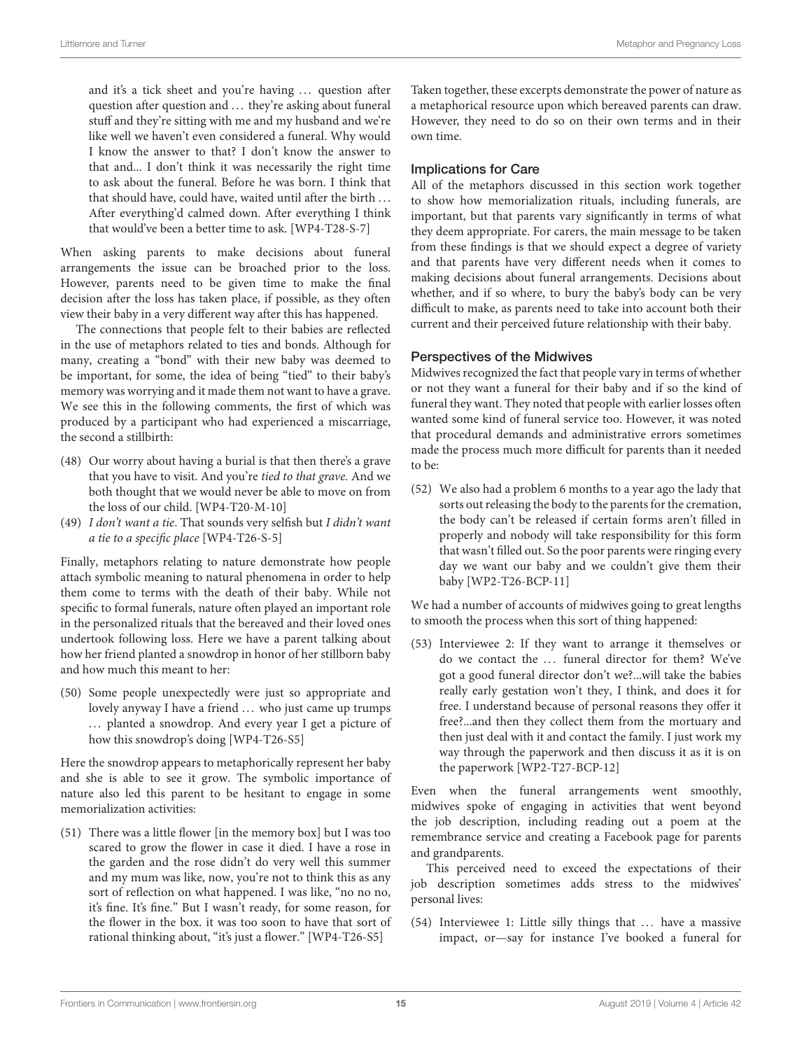and it's a tick sheet and you're having … question after question after question and … they're asking about funeral stuff and they're sitting with me and my husband and we're like well we haven't even considered a funeral. Why would I know the answer to that? I don't know the answer to that and... I don't think it was necessarily the right time to ask about the funeral. Before he was born. I think that that should have, could have, waited until after the birth … After everything'd calmed down. After everything I think that would've been a better time to ask. [WP4-T28-S-7]

When asking parents to make decisions about funeral arrangements the issue can be broached prior to the loss. However, parents need to be given time to make the final decision after the loss has taken place, if possible, as they often view their baby in a very different way after this has happened.

The connections that people felt to their babies are reflected in the use of metaphors related to ties and bonds. Although for many, creating a "bond" with their new baby was deemed to be important, for some, the idea of being "tied" to their baby's memory was worrying and it made them not want to have a grave. We see this in the following comments, the first of which was produced by a participant who had experienced a miscarriage, the second a stillbirth:

(48) Our worry about having a burial is that then there's a grave that you have to visit. And you're *tied to that grave.* And we both thought that we would never be able to move on from the loss of our child. [WP4-T20-M-10]

(49) *I don't want a tie*. That sounds very selfish but *I didn't want a tie to a specific place* [WP4-T26-S-5]

Finally, metaphors relating to nature demonstrate how people attach symbolic meaning to natural phenomena in order to help them come to terms with the death of their baby. While not specific to formal funerals, nature often played an important role in the personalized rituals that the bereaved and their loved ones undertook following loss. Here we have a parent talking about how her friend planted a snowdrop in honor of her stillborn baby and how much this meant to her:

(50) Some people unexpectedly were just so appropriate and lovely anyway I have a friend … who just came up trumps … planted a snowdrop. And every year I get a picture of how this snowdrop's doing [WP4-T26-S5]

Here the snowdrop appears to metaphorically represent her baby and she is able to see it grow. The symbolic importance of nature also led this parent to be hesitant to engage in some memorialization activities:

(51) There was a little flower [in the memory box] but I was too scared to grow the flower in case it died. I have a rose in the garden and the rose didn't do very well this summer and my mum was like, now, you're not to think this as any sort of reflection on what happened. I was like, "no no no, it's fine. It's fine." But I wasn't ready, for some reason, for the flower in the box. it was too soon to have that sort of rational thinking about, "it's just a flower." [WP4-T26-S5]

Taken together, these excerpts demonstrate the power of nature as a metaphorical resource upon which bereaved parents can draw. However, they need to do so on their own terms and in their own time.

### Implications for Care

All of the metaphors discussed in this section work together to show how memorialization rituals, including funerals, are important, but that parents vary significantly in terms of what they deem appropriate. For carers, the main message to be taken from these findings is that we should expect a degree of variety and that parents have very different needs when it comes to making decisions about funeral arrangements. Decisions about whether, and if so where, to bury the baby's body can be very difficult to make, as parents need to take into account both their current and their perceived future relationship with their baby.

### Perspectives of the Midwives

Midwives recognized the fact that people vary in terms of whether or not they want a funeral for their baby and if so the kind of funeral they want. They noted that people with earlier losses often wanted some kind of funeral service too. However, it was noted that procedural demands and administrative errors sometimes made the process much more difficult for parents than it needed to be:

(52) We also had a problem 6 months to a year ago the lady that sorts out releasing the body to the parents for the cremation, the body can't be released if certain forms aren't filled in properly and nobody will take responsibility for this form that wasn't filled out. So the poor parents were ringing every day we want our baby and we couldn't give them their baby [WP2-T26-BCP-11]

We had a number of accounts of midwives going to great lengths to smooth the process when this sort of thing happened:

(53) Interviewee 2: If they want to arrange it themselves or do we contact the … funeral director for them? We've got a good funeral director don't we?...will take the babies really early gestation won't they, I think, and does it for free. I understand because of personal reasons they offer it free?...and then they collect them from the mortuary and then just deal with it and contact the family. I just work my way through the paperwork and then discuss it as it is on the paperwork [WP2-T27-BCP-12]

Even when the funeral arrangements went smoothly, midwives spoke of engaging in activities that went beyond the job description, including reading out a poem at the remembrance service and creating a Facebook page for parents and grandparents.

This perceived need to exceed the expectations of their job description sometimes adds stress to the midwives' personal lives:

(54) Interviewee 1: Little silly things that … have a massive impact, or—say for instance I've booked a funeral for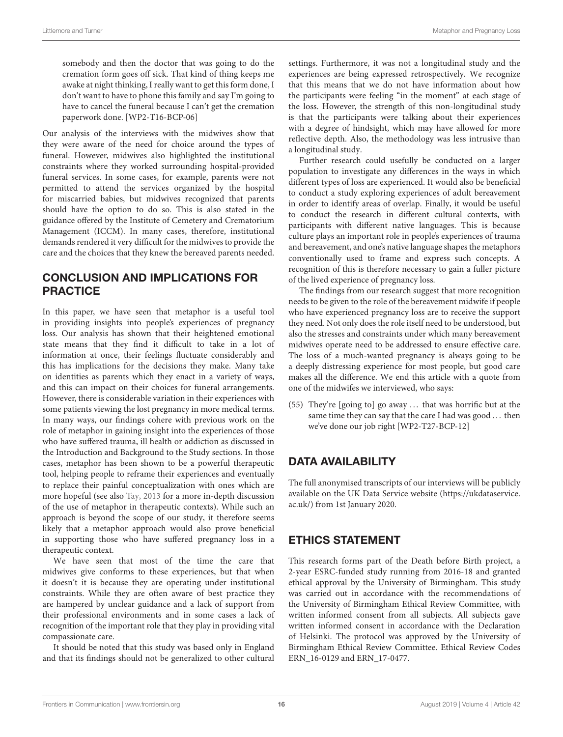somebody and then the doctor that was going to do the cremation form goes off sick. That kind of thing keeps me awake at night thinking, I really want to get this form done, I don't want to have to phone this family and say I'm going to have to cancel the funeral because I can't get the cremation paperwork done. [WP2-T16-BCP-06]

Our analysis of the interviews with the midwives show that they were aware of the need for choice around the types of funeral. However, midwives also highlighted the institutional constraints where they worked surrounding hospital-provided funeral services. In some cases, for example, parents were not permitted to attend the services organized by the hospital for miscarried babies, but midwives recognized that parents should have the option to do so. This is also stated in the guidance offered by the Institute of Cemetery and Crematorium Management (ICCM). In many cases, therefore, institutional demands rendered it very difficult for the midwives to provide the care and the choices that they knew the bereaved parents needed.

## CONCLUSION AND IMPLICATIONS FOR PRACTICE

In this paper, we have seen that metaphor is a useful tool in providing insights into people's experiences of pregnancy loss. Our analysis has shown that their heightened emotional state means that they find it difficult to take in a lot of information at once, their feelings fluctuate considerably and this has implications for the decisions they make. Many take on identities as parents which they enact in a variety of ways, and this can impact on their choices for funeral arrangements. However, there is considerable variation in their experiences with some patients viewing the lost pregnancy in more medical terms. In many ways, our findings cohere with previous work on the role of metaphor in gaining insight into the experiences of those who have suffered trauma, ill health or addiction as discussed in the Introduction and Background to the Study sections. In those cases, metaphor has been shown to be a powerful therapeutic tool, helping people to reframe their experiences and eventually to replace their painful conceptualization with ones which are more hopeful (see also Tay, 2013 for a more in-depth discussion of the use of metaphor in therapeutic contexts). While such an approach is beyond the scope of our study, it therefore seems likely that a metaphor approach would also prove beneficial in supporting those who have suffered pregnancy loss in a therapeutic context.

We have seen that most of the time the care that midwives give conforms to these experiences, but that when it doesn't it is because they are operating under institutional constraints. While they are often aware of best practice they are hampered by unclear guidance and a lack of support from their professional environments and in some cases a lack of recognition of the important role that they play in providing vital compassionate care.

It should be noted that this study was based only in England and that its findings should not be generalized to other cultural settings. Furthermore, it was not a longitudinal study and the experiences are being expressed retrospectively. We recognize that this means that we do not have information about how the participants were feeling "in the moment" at each stage of the loss. However, the strength of this non-longitudinal study is that the participants were talking about their experiences with a degree of hindsight, which may have allowed for more reflective depth. Also, the methodology was less intrusive than a longitudinal study.

Further research could usefully be conducted on a larger population to investigate any differences in the ways in which different types of loss are experienced. It would also be beneficial to conduct a study exploring experiences of adult bereavement in order to identify areas of overlap. Finally, it would be useful to conduct the research in different cultural contexts, with participants with different native languages. This is because culture plays an important role in people's experiences of trauma and bereavement, and one's native language shapes the metaphors conventionally used to frame and express such concepts. A recognition of this is therefore necessary to gain a fuller picture of the lived experience of pregnancy loss.

The findings from our research suggest that more recognition needs to be given to the role of the bereavement midwife if people who have experienced pregnancy loss are to receive the support they need. Not only does the role itself need to be understood, but also the stresses and constraints under which many bereavement midwives operate need to be addressed to ensure effective care. The loss of a much-wanted pregnancy is always going to be a deeply distressing experience for most people, but good care makes all the difference. We end this article with a quote from one of the midwifes we interviewed, who says:

(55) They're [going to] go away … that was horrific but at the same time they can say that the care I had was good … then we've done our job right [WP2-T27-BCP-12]

## DATA AVAILABILITY

The full anonymised transcripts of our interviews will be publicly available on the UK Data Service website (https://ukdataservice.ac.uk/) from 1st January 2020.

## ETHICS STATEMENT

This research forms part of the Death before Birth project, a 2-year ESRC-funded study running from 2016-18 and granted ethical approval by the University of Birmingham. This study was carried out in accordance with the recommendations of the University of Birmingham Ethical Review Committee, with written informed consent from all subjects. All subjects gave written informed consent in accordance with the Declaration of Helsinki. The protocol was approved by the University of Birmingham Ethical Review Committee. Ethical Review Codes ERN_16-0129 and ERN_17-0477.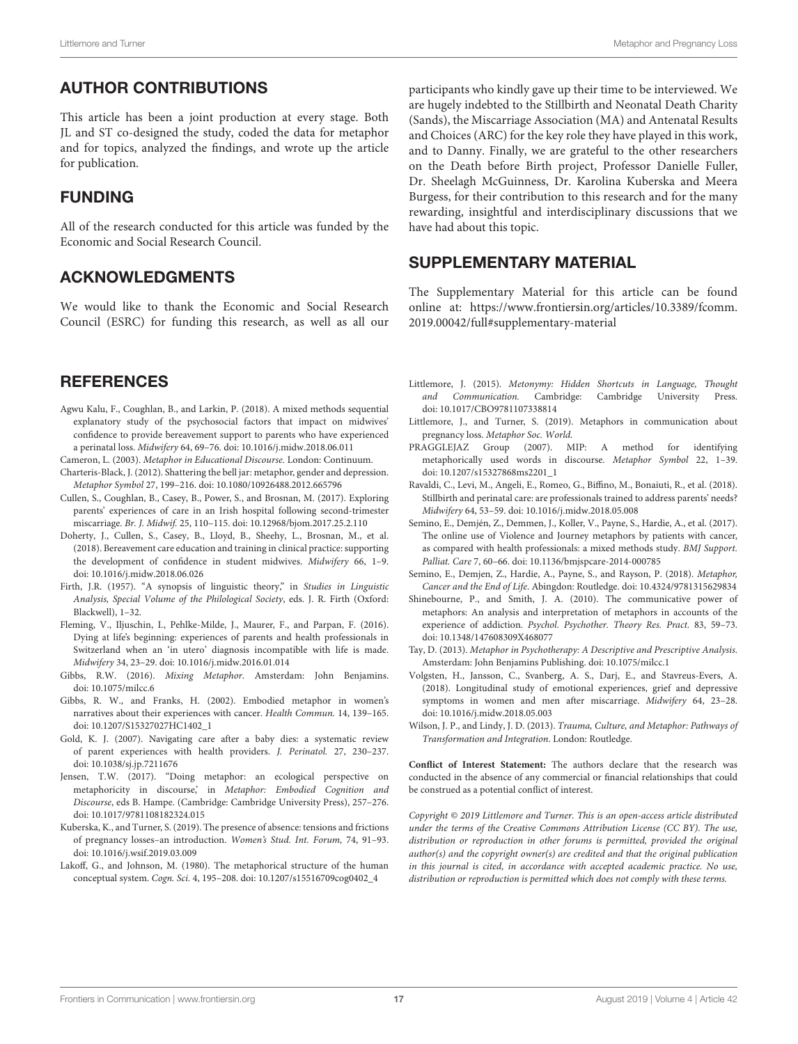## AUTHOR CONTRIBUTIONS

This article has been a joint production at every stage. Both JL and ST co-designed the study, coded the data for metaphor and for topics, analyzed the findings, and wrote up the article for publication.

## FUNDING

All of the research conducted for this article was funded by the Economic and Social Research Council.

## ACKNOWLEDGMENTS

We would like to thank the Economic and Social Research Council (ESRC) for funding this research, as well as all our participants who kindly gave up their time to be interviewed. We are hugely indebted to the Stillbirth and Neonatal Death Charity (Sands), the Miscarriage Association (MA) and Antenatal Results and Choices (ARC) for the key role they have played in this work, and to Danny. Finally, we are grateful to the other researchers on the Death before Birth project, Professor Danielle Fuller, Dr. Sheelagh McGuinness, Dr. Karolina Kuberska and Meera Burgess, for their contribution to this research and for the many rewarding, insightful and interdisciplinary discussions that we have had about this topic.

## SUPPLEMENTARY MATERIAL

The Supplementary Material for this article can be found online at: https://www.frontiersin.org/articles/10.3389/fcomm.2019.00042/full#supplementary-material

## REFERENCES

Agwu Kalu, F., Coughlan, B., and Larkin, P. (2018). A mixed methods sequential explanatory study of the psychosocial factors that impact on midwives' confidence to provide bereavement support to parents who have experienced a perinatal loss. *Midwifery* 64, 69–76. doi: 10.1016/j.midw.2018.06.011

Cameron, L. (2003). *Metaphor in Educational Discourse*. London: Continuum.

Charteris-Black, J. (2012). Shattering the bell jar: metaphor, gender and depression. *Metaphor Symbol* 27, 199–216. doi: 10.1080/10926488.2012.665796

Cullen, S., Coughlan, B., Casey, B., Power, S., and Brosnan, M. (2017). Exploring parents' experiences of care in an Irish hospital following second-trimester miscarriage. *Br. J. Midwif.* 25, 110–115. doi: 10.12968/bjom.2017.25.2.110

Doherty, J., Cullen, S., Casey, B., Lloyd, B., Sheehy, L., Brosnan, M., et al. (2018). Bereavement care education and training in clinical practice: supporting the development of confidence in student midwives. *Midwifery* 66, 1–9. doi: 10.1016/j.midw.2018.06.026

Firth, J.R. (1957). "A synopsis of linguistic theory," in *Studies in Linguistic Analysis, Special Volume of the Philological Society*, eds. J. R. Firth (Oxford: Blackwell), 1–32.

Fleming, V., Iljuschin, I., Pehlke-Milde, J., Maurer, F., and Parpan, F. (2016). Dying at life's beginning: experiences of parents and health professionals in Switzerland when an 'in utero' diagnosis incompatible with life is made. *Midwifery* 34, 23–29. doi: 10.1016/j.midw.2016.01.014

Gibbs, R.W. (2016). *Mixing Metaphor*. Amsterdam: John Benjamins. doi: 10.1075/milcc.6

Gibbs, R. W., and Franks, H. (2002). Embodied metaphor in women's narratives about their experiences with cancer. *Health Commun.* 14, 139–165. doi: 10.1207/S15327027HC1402_1

Gold, K. J. (2007). Navigating care after a baby dies: a systematic review of parent experiences with health providers. *J. Perinatol.* 27, 230–237. doi: 10.1038/sj.jp.7211676

Jensen, T.W. (2017). "Doing metaphor: an ecological perspective on metaphoricity in discourse,' in *Metaphor: Embodied Cognition and Discourse*, eds B. Hampe. (Cambridge: Cambridge University Press), 257–276. doi: 10.1017/9781108182324.015

Kuberska, K., and Turner, S. (2019). The presence of absence: tensions and frictions of pregnancy losses–an introduction. *Women's Stud. Int. Forum,* 74, 91–93. doi: 10.1016/j.wsif.2019.03.009

Lakoff, G., and Johnson, M. (1980). The metaphorical structure of the human conceptual system. *Cogn. Sci.* 4, 195–208. doi: 10.1207/s15516709cog0402_4

Littlemore, J. (2015). *Metonymy: Hidden Shortcuts in Language, Thought and Communication.* Cambridge: Cambridge University Press. doi: 10.1017/CBO9781107338814

Littlemore, J., and Turner, S. (2019). Metaphors in communication about pregnancy loss. *Metaphor Soc. World.*

PRAGGLEJAZ Group (2007). MIP: A method for identifying metaphorically used words in discourse. *Metaphor Symbol* 22, 1–39. doi: 10.1207/s15327868ms2201_1

Ravaldi, C., Levi, M., Angeli, E., Romeo, G., Biffino, M., Bonaiuti, R., et al. (2018). Stillbirth and perinatal care: are professionals trained to address parents' needs? *Midwifery* 64, 53–59. doi: 10.1016/j.midw.2018.05.008

Semino, E., Demjén, Z., Demmen, J., Koller, V., Payne, S., Hardie, A., et al. (2017). The online use of Violence and Journey metaphors by patients with cancer, as compared with health professionals: a mixed methods study. *BMJ Support. Palliat. Care* 7, 60–66. doi: 10.1136/bmjspcare-2014-000785

Semino, E., Demjen, Z., Hardie, A., Payne, S., and Rayson, P. (2018). *Metaphor, Cancer and the End of Life*. Abingdon: Routledge. doi: 10.4324/9781315629834

Shinebourne, P., and Smith, J. A. (2010). The communicative power of metaphors: An analysis and interpretation of metaphors in accounts of the experience of addiction. *Psychol. Psychother. Theory Res. Pract.* 83, 59–73. doi: 10.1348/147608309X468077

Tay, D. (2013). *Metaphor in Psychotherapy: A Descriptive and Prescriptive Analysis*. Amsterdam: John Benjamins Publishing. doi: 10.1075/milcc.1

Volgsten, H., Jansson, C., Svanberg, A. S., Darj, E., and Stavreus-Evers, A. (2018). Longitudinal study of emotional experiences, grief and depressive symptoms in women and men after miscarriage. *Midwifery* 64, 23–28. doi: 10.1016/j.midw.2018.05.003

Wilson, J. P., and Lindy, J. D. (2013). *Trauma, Culture, and Metaphor: Pathways of Transformation and Integration*. London: Routledge.

**Conflict of Interest Statement:** The authors declare that the research was conducted in the absence of any commercial or financial relationships that could be construed as a potential conflict of interest.

*Copyright © 2019 Littlemore and Turner. This is an open-access article distributed under the terms of the Creative Commons Attribution License (CC BY). The use, distribution or reproduction in other forums is permitted, provided the original author(s) and the copyright owner(s) are credited and that the original publication in this journal is cited, in accordance with accepted academic practice. No use, distribution or reproduction is permitted which does not comply with these terms.*